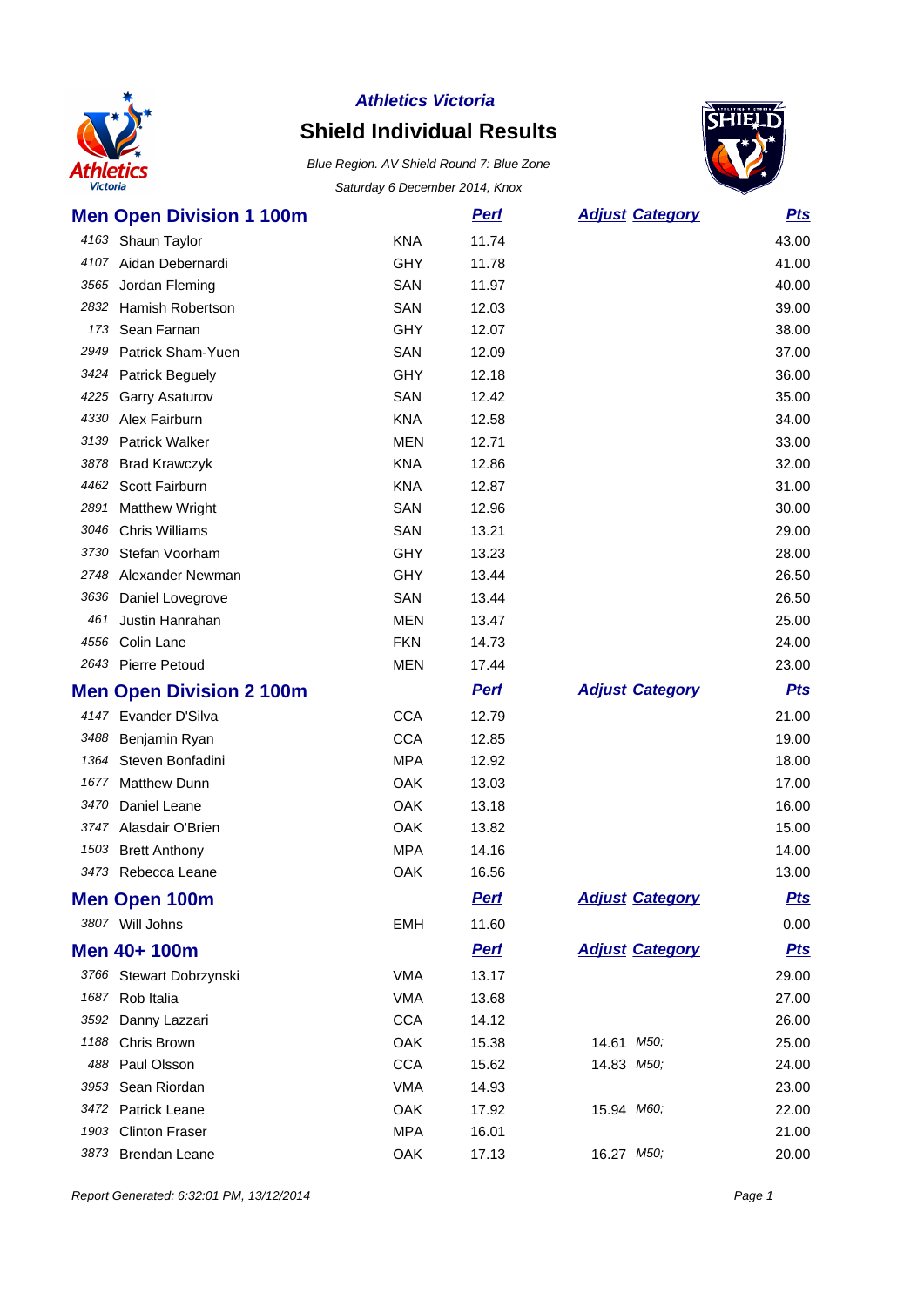*Athletics Victoria*

# Shield Individual Results

*Blue Region. AV Shield Round 7: Blue Zone*

*Saturday 6 December 2014, Knox*

## Men Open Division 1 100m

| | | | Perf | Adjust | Category | Pts |
|---|---|---|---|---|---|---|
| 4163 | Shaun Taylor | KNA | 11.74 | | | 43.00 |
| 4107 | Aidan Debernardi | GHY | 11.78 | | | 41.00 |
| 3565 | Jordan Fleming | SAN | 11.97 | | | 40.00 |
| 2832 | Hamish Robertson | SAN | 12.03 | | | 39.00 |
| 173 | Sean Farnan | GHY | 12.07 | | | 38.00 |
| 2949 | Patrick Sham-Yuen | SAN | 12.09 | | | 37.00 |
| 3424 | Patrick Beguely | GHY | 12.18 | | | 36.00 |
| 4225 | Garry Asaturov | SAN | 12.42 | | | 35.00 |
| 4330 | Alex Fairburn | KNA | 12.58 | | | 34.00 |
| 3139 | Patrick Walker | MEN | 12.71 | | | 33.00 |
| 3878 | Brad Krawczyk | KNA | 12.86 | | | 32.00 |
| 4462 | Scott Fairburn | KNA | 12.87 | | | 31.00 |
| 2891 | Matthew Wright | SAN | 12.96 | | | 30.00 |
| 3046 | Chris Williams | SAN | 13.21 | | | 29.00 |
| 3730 | Stefan Voorham | GHY | 13.23 | | | 28.00 |
| 2748 | Alexander Newman | GHY | 13.44 | | | 26.50 |
| 3636 | Daniel Lovegrove | SAN | 13.44 | | | 26.50 |
| 461 | Justin Hanrahan | MEN | 13.47 | | | 25.00 |
| 4556 | Colin Lane | FKN | 14.73 | | | 24.00 |
| 2643 | Pierre Petoud | MEN | 17.44 | | | 23.00 |

## Men Open Division 2 100m

| | | | Perf | Adjust | Category | Pts |
|---|---|---|---|---|---|---|
| 4147 | Evander D'Silva | CCA | 12.79 | | | 21.00 |
| 3488 | Benjamin Ryan | CCA | 12.85 | | | 19.00 |
| 1364 | Steven Bonfadini | MPA | 12.92 | | | 18.00 |
| 1677 | Matthew Dunn | OAK | 13.03 | | | 17.00 |
| 3470 | Daniel Leane | OAK | 13.18 | | | 16.00 |
| 3747 | Alasdair O'Brien | OAK | 13.82 | | | 15.00 |
| 1503 | Brett Anthony | MPA | 14.16 | | | 14.00 |
| 3473 | Rebecca Leane | OAK | 16.56 | | | 13.00 |

## Men Open 100m

| | | | Perf | Adjust | Category | Pts |
|---|---|---|---|---|---|---|
| 3807 | Will Johns | EMH | 11.60 | | | 0.00 |

## Men 40+ 100m

| | | | Perf | Adjust | Category | Pts |
|---|---|---|---|---|---|---|
| 3766 | Stewart Dobrzynski | VMA | 13.17 | | | 29.00 |
| 1687 | Rob Italia | VMA | 13.68 | | | 27.00 |
| 3592 | Danny Lazzari | CCA | 14.12 | | | 26.00 |
| 1188 | Chris Brown | OAK | 15.38 | 14.61 | M50; | 25.00 |
| 488 | Paul Olsson | CCA | 15.62 | 14.83 | M50; | 24.00 |
| 3953 | Sean Riordan | VMA | 14.93 | | | 23.00 |
| 3472 | Patrick Leane | OAK | 17.92 | 15.94 | M60; | 22.00 |
| 1903 | Clinton Fraser | MPA | 16.01 | | | 21.00 |
| 3873 | Brendan Leane | OAK | 17.13 | 16.27 | M50; | 20.00 |

*Report Generated: 6:32:01 PM, 13/12/2014*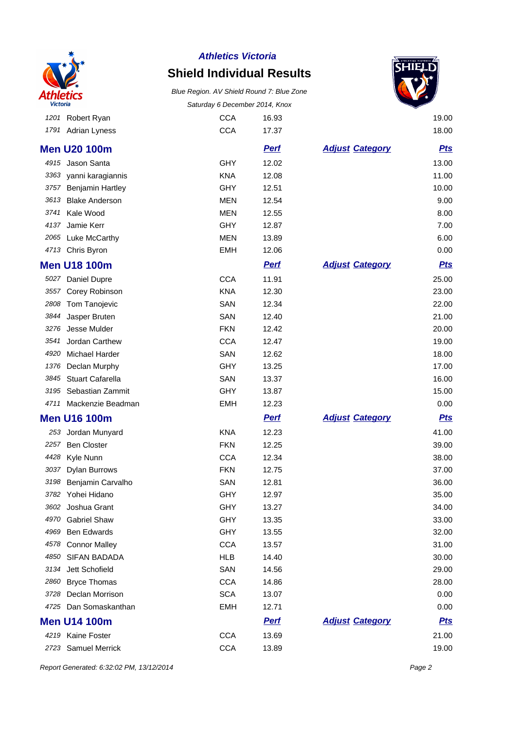# Athletics Victoria

## Shield Individual Results

*Blue Region. AV Shield Round 7: Blue Zone*

*Saturday 6 December 2014, Knox*

| | | Club | Perf | Adjust Category | Pts |
|---|---|---|---|---|---|
| 1201 | Robert Ryan | CCA | 16.93 | | 19.00 |
| 1791 | Adrian Lyness | CCA | 17.37 | | 18.00 |

### Men U20 100m

| | | Club | Perf | Adjust Category | Pts |
|---|---|---|---|---|---|
| 4915 | Jason Santa | GHY | 12.02 | | 13.00 |
| 3363 | yanni karagiannis | KNA | 12.08 | | 11.00 |
| 3757 | Benjamin Hartley | GHY | 12.51 | | 10.00 |
| 3613 | Blake Anderson | MEN | 12.54 | | 9.00 |
| 3741 | Kale Wood | MEN | 12.55 | | 8.00 |
| 4137 | Jamie Kerr | GHY | 12.87 | | 7.00 |
| 2065 | Luke McCarthy | MEN | 13.89 | | 6.00 |
| 4713 | Chris Byron | EMH | 12.06 | | 0.00 |

### Men U18 100m

| | | Club | Perf | Adjust Category | Pts |
|---|---|---|---|---|---|
| 5027 | Daniel Dupre | CCA | 11.91 | | 25.00 |
| 3557 | Corey Robinson | KNA | 12.30 | | 23.00 |
| 2808 | Tom Tanojevic | SAN | 12.34 | | 22.00 |
| 3844 | Jasper Bruten | SAN | 12.40 | | 21.00 |
| 3276 | Jesse Mulder | FKN | 12.42 | | 20.00 |
| 3541 | Jordan Carthew | CCA | 12.47 | | 19.00 |
| 4920 | Michael Harder | SAN | 12.62 | | 18.00 |
| 1376 | Declan Murphy | GHY | 13.25 | | 17.00 |
| 3845 | Stuart Cafarella | SAN | 13.37 | | 16.00 |
| 3195 | Sebastian Zammit | GHY | 13.87 | | 15.00 |
| 4711 | Mackenzie Beadman | EMH | 12.23 | | 0.00 |

### Men U16 100m

| | | Club | Perf | Adjust Category | Pts |
|---|---|---|---|---|---|
| 253 | Jordan Munyard | KNA | 12.23 | | 41.00 |
| 2257 | Ben Closter | FKN | 12.25 | | 39.00 |
| 4428 | Kyle Nunn | CCA | 12.34 | | 38.00 |
| 3037 | Dylan Burrows | FKN | 12.75 | | 37.00 |
| 3198 | Benjamin Carvalho | SAN | 12.81 | | 36.00 |
| 3782 | Yohei Hidano | GHY | 12.97 | | 35.00 |
| 3602 | Joshua Grant | GHY | 13.27 | | 34.00 |
| 4970 | Gabriel Shaw | GHY | 13.35 | | 33.00 |
| 4969 | Ben Edwards | GHY | 13.55 | | 32.00 |
| 4578 | Connor Malley | CCA | 13.57 | | 31.00 |
| 4850 | SIFAN BADADA | HLB | 14.40 | | 30.00 |
| 3134 | Jett Schofield | SAN | 14.56 | | 29.00 |
| 2860 | Bryce Thomas | CCA | 14.86 | | 28.00 |
| 3728 | Declan Morrison | SCA | 13.07 | | 0.00 |
| 4725 | Dan Somaskanthan | EMH | 12.71 | | 0.00 |

### Men U14 100m

| | | Club | Perf | Adjust Category | Pts |
|---|---|---|---|---|---|
| 4219 | Kaine Foster | CCA | 13.69 | | 21.00 |
| 2723 | Samuel Merrick | CCA | 13.89 | | 19.00 |

*Report Generated: 6:32:02 PM, 13/12/2014*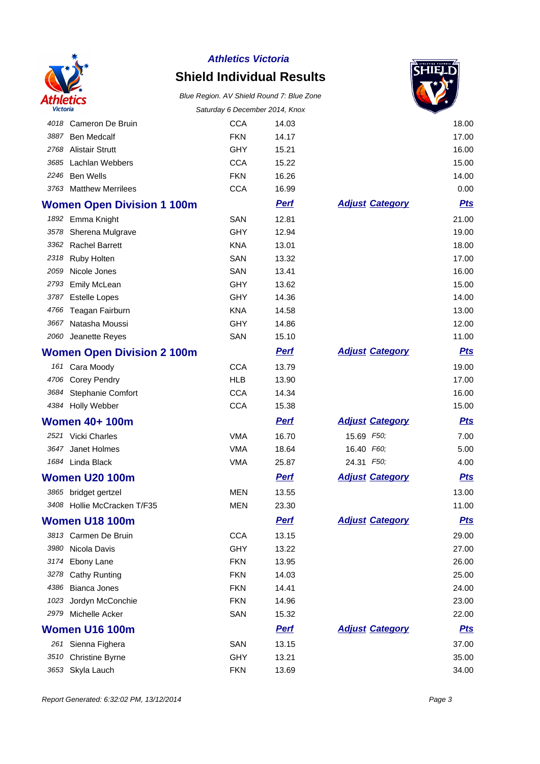## Athletics Victoria

# Shield Individual Results

*Blue Region. AV Shield Round 7: Blue Zone*

*Saturday 6 December 2014, Knox*

| | | | | | | Pts |
|---|---|---|---|---|---|---|
| 4018 | Cameron De Bruin | CCA | 14.03 | | | 18.00 |
| 3887 | Ben Medcalf | FKN | 14.17 | | | 17.00 |
| 2768 | Alistair Strutt | GHY | 15.21 | | | 16.00 |
| 3685 | Lachlan Webbers | CCA | 15.22 | | | 15.00 |
| 2246 | Ben Wells | FKN | 16.26 | | | 14.00 |
| 3763 | Matthew Merrilees | CCA | 16.99 | | | 0.00 |

## Women Open Division 1 100m

| | | | Perf | Adjust | Category | Pts |
|---|---|---|---|---|---|---|
| 1892 | Emma Knight | SAN | 12.81 | | | 21.00 |
| 3578 | Sherena Mulgrave | GHY | 12.94 | | | 19.00 |
| 3362 | Rachel Barrett | KNA | 13.01 | | | 18.00 |
| 2318 | Ruby Holten | SAN | 13.32 | | | 17.00 |
| 2059 | Nicole Jones | SAN | 13.41 | | | 16.00 |
| 2793 | Emily McLean | GHY | 13.62 | | | 15.00 |
| 3787 | Estelle Lopes | GHY | 14.36 | | | 14.00 |
| 4766 | Teagan Fairburn | KNA | 14.58 | | | 13.00 |
| 3667 | Natasha Moussi | GHY | 14.86 | | | 12.00 |
| 2060 | Jeanette Reyes | SAN | 15.10 | | | 11.00 |

## Women Open Division 2 100m

| | | | Perf | Adjust | Category | Pts |
|---|---|---|---|---|---|---|
| 161 | Cara Moody | CCA | 13.79 | | | 19.00 |
| 4706 | Corey Pendry | HLB | 13.90 | | | 17.00 |
| 3684 | Stephanie Comfort | CCA | 14.34 | | | 16.00 |
| 4384 | Holly Webber | CCA | 15.38 | | | 15.00 |

## Women 40+ 100m

| | | | Perf | Adjust | Category | Pts |
|---|---|---|---|---|---|---|
| 2521 | Vicki Charles | VMA | 16.70 | 15.69 | F50; | 7.00 |
| 3647 | Janet Holmes | VMA | 18.64 | 16.40 | F60; | 5.00 |
| 1684 | Linda Black | VMA | 25.87 | 24.31 | F50; | 4.00 |

## Women U20 100m

| | | | Perf | Adjust | Category | Pts |
|---|---|---|---|---|---|---|
| 3865 | bridget gertzel | MEN | 13.55 | | | 13.00 |
| 3408 | Hollie McCracken T/F35 | MEN | 23.30 | | | 11.00 |

## Women U18 100m

| | | | Perf | Adjust | Category | Pts |
|---|---|---|---|---|---|---|
| 3813 | Carmen De Bruin | CCA | 13.15 | | | 29.00 |
| 3980 | Nicola Davis | GHY | 13.22 | | | 27.00 |
| 3174 | Ebony Lane | FKN | 13.95 | | | 26.00 |
| 3278 | Cathy Runting | FKN | 14.03 | | | 25.00 |
| 4386 | Bianca Jones | FKN | 14.41 | | | 24.00 |
| 1023 | Jordyn McConchie | FKN | 14.96 | | | 23.00 |
| 2979 | Michelle Acker | SAN | 15.32 | | | 22.00 |

## Women U16 100m

| | | | Perf | Adjust | Category | Pts |
|---|---|---|---|---|---|---|
| 261 | Sienna Fighera | SAN | 13.15 | | | 37.00 |
| 3510 | Christine Byrne | GHY | 13.21 | | | 35.00 |
| 3653 | Skyla Lauch | FKN | 13.69 | | | 34.00 |

*Report Generated: 6:32:02 PM, 13/12/2014*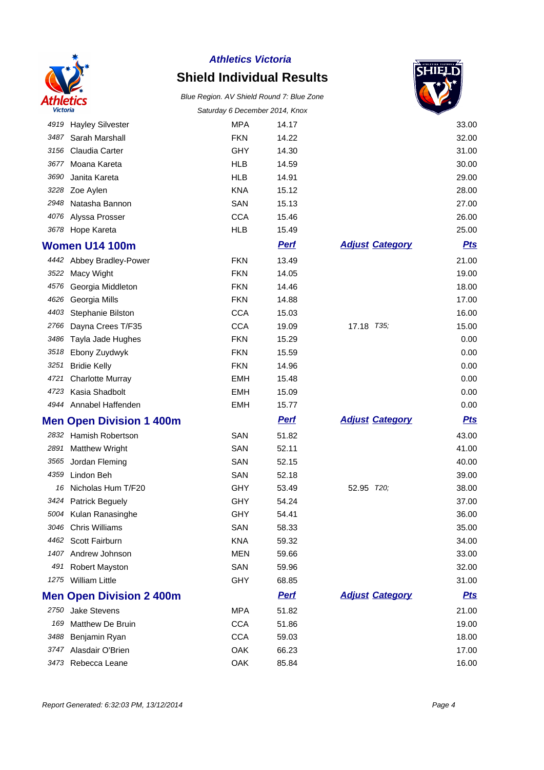| | | | | | |
|---|---|---|---|---|---|
| 4919 | Hayley Silvester | MPA | 14.17 | | 33.00 |
| 3487 | Sarah Marshall | FKN | 14.22 | | 32.00 |
| 3156 | Claudia Carter | GHY | 14.30 | | 31.00 |
| 3677 | Moana Kareta | HLB | 14.59 | | 30.00 |
| 3690 | Janita Kareta | HLB | 14.91 | | 29.00 |
| 3228 | Zoe Aylen | KNA | 15.12 | | 28.00 |
| 2948 | Natasha Bannon | SAN | 15.13 | | 27.00 |
| 4076 | Alyssa Prosser | CCA | 15.46 | | 26.00 |
| 3678 | Hope Kareta | HLB | 15.49 | | 25.00 |

## Women U14 100m

| | | | Perf | Adjust Category | Pts |
|---|---|---|---|---|---|
| 4442 | Abbey Bradley-Power | FKN | 13.49 | | 21.00 |
| 3522 | Macy Wight | FKN | 14.05 | | 19.00 |
| 4576 | Georgia Middleton | FKN | 14.46 | | 18.00 |
| 4626 | Georgia Mills | FKN | 14.88 | | 17.00 |
| 4403 | Stephanie Bilston | CCA | 15.03 | | 16.00 |
| 2766 | Dayna Crees T/F35 | CCA | 19.09 | 17.18 *T35;* | 15.00 |
| 3486 | Tayla Jade Hughes | FKN | 15.29 | | 0.00 |
| 3518 | Ebony Zuydwyk | FKN | 15.59 | | 0.00 |
| 3251 | Bridie Kelly | FKN | 14.96 | | 0.00 |
| 4721 | Charlotte Murray | EMH | 15.48 | | 0.00 |
| 4723 | Kasia Shadbolt | EMH | 15.09 | | 0.00 |
| 4944 | Annabel Haffenden | EMH | 15.77 | | 0.00 |

## Men Open Division 1 400m

| | | | Perf | Adjust Category | Pts |
|---|---|---|---|---|---|
| 2832 | Hamish Robertson | SAN | 51.82 | | 43.00 |
| 2891 | Matthew Wright | SAN | 52.11 | | 41.00 |
| 3565 | Jordan Fleming | SAN | 52.15 | | 40.00 |
| 4359 | Lindon Beh | SAN | 52.18 | | 39.00 |
| 16 | Nicholas Hum T/F20 | GHY | 53.49 | 52.95 *T20;* | 38.00 |
| 3424 | Patrick Beguely | GHY | 54.24 | | 37.00 |
| 5004 | Kulan Ranasinghe | GHY | 54.41 | | 36.00 |
| 3046 | Chris Williams | SAN | 58.33 | | 35.00 |
| 4462 | Scott Fairburn | KNA | 59.32 | | 34.00 |
| 1407 | Andrew Johnson | MEN | 59.66 | | 33.00 |
| 491 | Robert Mayston | SAN | 59.96 | | 32.00 |
| 1275 | William Little | GHY | 68.85 | | 31.00 |

## Men Open Division 2 400m

| | | | Perf | Adjust Category | Pts |
|---|---|---|---|---|---|
| 2750 | Jake Stevens | MPA | 51.82 | | 21.00 |
| 169 | Matthew De Bruin | CCA | 51.86 | | 19.00 |
| 3488 | Benjamin Ryan | CCA | 59.03 | | 18.00 |
| 3747 | Alasdair O'Brien | OAK | 66.23 | | 17.00 |
| 3473 | Rebecca Leane | OAK | 85.84 | | 16.00 |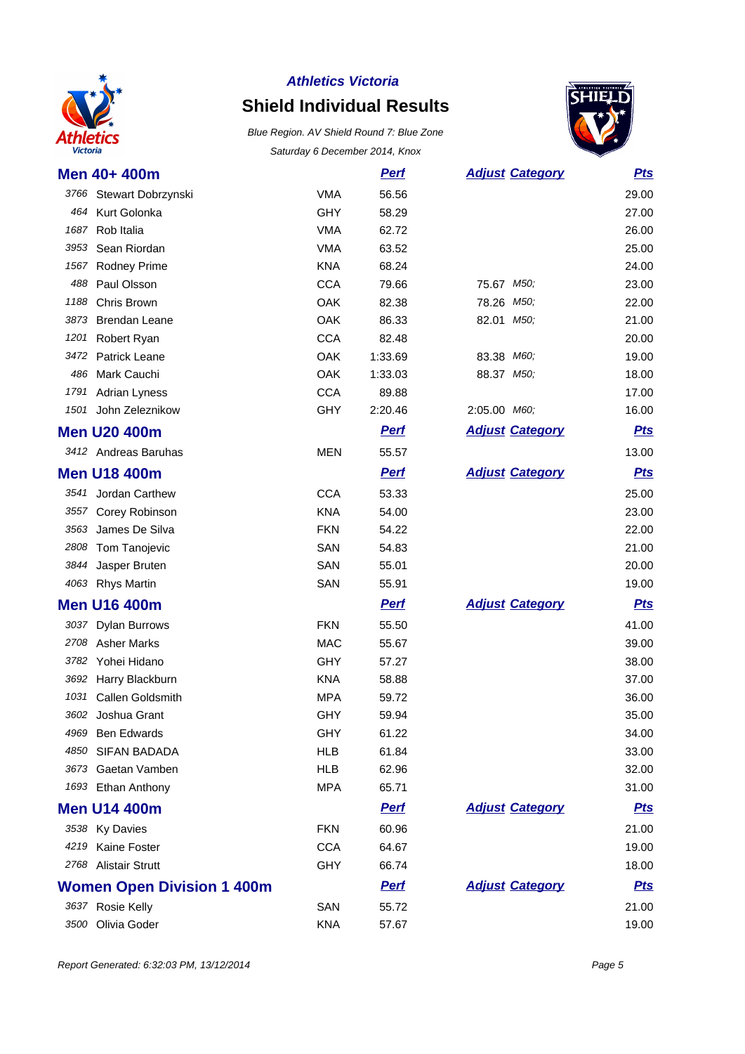**Athletics Victoria**

# Shield Individual Results

*Blue Region. AV Shield Round 7: Blue Zone*

*Saturday 6 December 2014, Knox*

## Men 40+ 400m

| | | | Perf | Adjust | Category | Pts |
|---|---|---|---|---|---|---|
| 3766 | Stewart Dobrzynski | VMA | 56.56 | | | 29.00 |
| 464 | Kurt Golonka | GHY | 58.29 | | | 27.00 |
| 1687 | Rob Italia | VMA | 62.72 | | | 26.00 |
| 3953 | Sean Riordan | VMA | 63.52 | | | 25.00 |
| 1567 | Rodney Prime | KNA | 68.24 | | | 24.00 |
| 488 | Paul Olsson | CCA | 79.66 | 75.67 | M50; | 23.00 |
| 1188 | Chris Brown | OAK | 82.38 | 78.26 | M50; | 22.00 |
| 3873 | Brendan Leane | OAK | 86.33 | 82.01 | M50; | 21.00 |
| 1201 | Robert Ryan | CCA | 82.48 | | | 20.00 |
| 3472 | Patrick Leane | OAK | 1:33.69 | 83.38 | M60; | 19.00 |
| 486 | Mark Cauchi | OAK | 1:33.03 | 88.37 | M50; | 18.00 |
| 1791 | Adrian Lyness | CCA | 89.88 | | | 17.00 |
| 1501 | John Zeleznikow | GHY | 2:20.46 | 2:05.00 | M60; | 16.00 |

## Men U20 400m

| | | | Perf | Adjust | Category | Pts |
|---|---|---|---|---|---|---|
| 3412 | Andreas Baruhas | MEN | 55.57 | | | 13.00 |

## Men U18 400m

| | | | Perf | Adjust | Category | Pts |
|---|---|---|---|---|---|---|
| 3541 | Jordan Carthew | CCA | 53.33 | | | 25.00 |
| 3557 | Corey Robinson | KNA | 54.00 | | | 23.00 |
| 3563 | James De Silva | FKN | 54.22 | | | 22.00 |
| 2808 | Tom Tanojevic | SAN | 54.83 | | | 21.00 |
| 3844 | Jasper Bruten | SAN | 55.01 | | | 20.00 |
| 4063 | Rhys Martin | SAN | 55.91 | | | 19.00 |

## Men U16 400m

| | | | Perf | Adjust | Category | Pts |
|---|---|---|---|---|---|---|
| 3037 | Dylan Burrows | FKN | 55.50 | | | 41.00 |
| 2708 | Asher Marks | MAC | 55.67 | | | 39.00 |
| 3782 | Yohei Hidano | GHY | 57.27 | | | 38.00 |
| 3692 | Harry Blackburn | KNA | 58.88 | | | 37.00 |
| 1031 | Callen Goldsmith | MPA | 59.72 | | | 36.00 |
| 3602 | Joshua Grant | GHY | 59.94 | | | 35.00 |
| 4969 | Ben Edwards | GHY | 61.22 | | | 34.00 |
| 4850 | SIFAN BADADA | HLB | 61.84 | | | 33.00 |
| 3673 | Gaetan Vamben | HLB | 62.96 | | | 32.00 |
| 1693 | Ethan Anthony | MPA | 65.71 | | | 31.00 |

## Men U14 400m

| | | | Perf | Adjust | Category | Pts |
|---|---|---|---|---|---|---|
| 3538 | Ky Davies | FKN | 60.96 | | | 21.00 |
| 4219 | Kaine Foster | CCA | 64.67 | | | 19.00 |
| 2768 | Alistair Strutt | GHY | 66.74 | | | 18.00 |

## Women Open Division 1 400m

| | | | Perf | Adjust | Category | Pts |
|---|---|---|---|---|---|---|
| 3637 | Rosie Kelly | SAN | 55.72 | | | 21.00 |
| 3500 | Olivia Goder | KNA | 57.67 | | | 19.00 |

*Report Generated: 6:32:03 PM, 13/12/2014*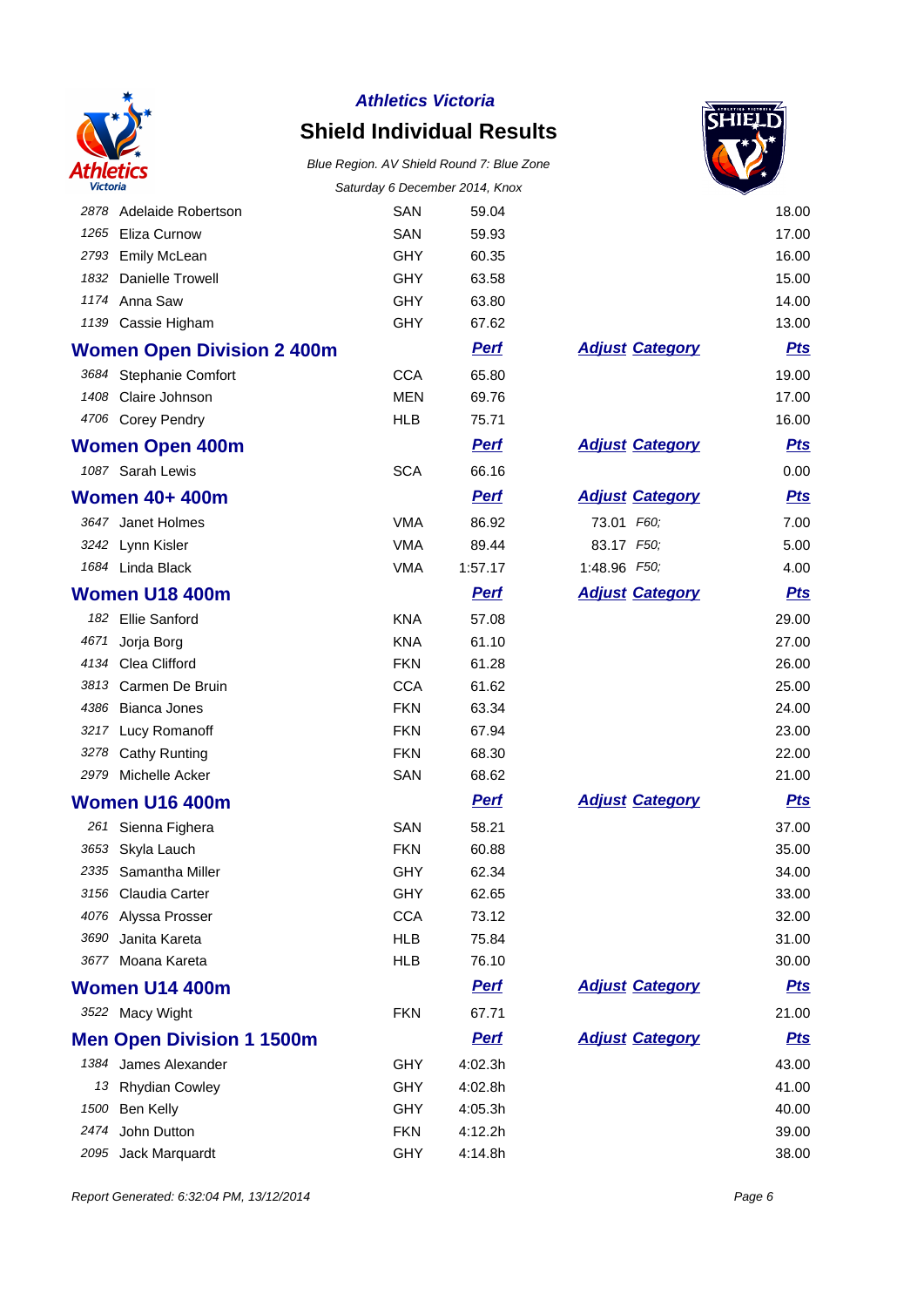**Athletics Victoria**

# Shield Individual Results

*Blue Region. AV Shield Round 7: Blue Zone*

*Saturday 6 December 2014, Knox*

| | | | | | Pts |
|---|---|---|---|---|---|
| 2878 | Adelaide Robertson | SAN | 59.04 | | 18.00 |
| 1265 | Eliza Curnow | SAN | 59.93 | | 17.00 |
| 2793 | Emily McLean | GHY | 60.35 | | 16.00 |
| 1832 | Danielle Trowell | GHY | 63.58 | | 15.00 |
| 1174 | Anna Saw | GHY | 63.80 | | 14.00 |
| 1139 | Cassie Higham | GHY | 67.62 | | 13.00 |

## Women Open Division 2 400m

| | | | Perf | Adjust Category | Pts |
|---|---|---|---|---|---|
| 3684 | Stephanie Comfort | CCA | 65.80 | | 19.00 |
| 1408 | Claire Johnson | MEN | 69.76 | | 17.00 |
| 4706 | Corey Pendry | HLB | 75.71 | | 16.00 |

## Women Open 400m

| | | | Perf | Adjust Category | Pts |
|---|---|---|---|---|---|
| 1087 | Sarah Lewis | SCA | 66.16 | | 0.00 |

## Women 40+ 400m

| | | | Perf | Adjust Category | Pts |
|---|---|---|---|---|---|
| 3647 | Janet Holmes | VMA | 86.92 | 73.01 F60; | 7.00 |
| 3242 | Lynn Kisler | VMA | 89.44 | 83.17 F50; | 5.00 |
| 1684 | Linda Black | VMA | 1:57.17 | 1:48.96 F50; | 4.00 |

## Women U18 400m

| | | | Perf | Adjust Category | Pts |
|---|---|---|---|---|---|
| 182 | Ellie Sanford | KNA | 57.08 | | 29.00 |
| 4671 | Jorja Borg | KNA | 61.10 | | 27.00 |
| 4134 | Clea Clifford | FKN | 61.28 | | 26.00 |
| 3813 | Carmen De Bruin | CCA | 61.62 | | 25.00 |
| 4386 | Bianca Jones | FKN | 63.34 | | 24.00 |
| 3217 | Lucy Romanoff | FKN | 67.94 | | 23.00 |
| 3278 | Cathy Runting | FKN | 68.30 | | 22.00 |
| 2979 | Michelle Acker | SAN | 68.62 | | 21.00 |

## Women U16 400m

| | | | Perf | Adjust Category | Pts |
|---|---|---|---|---|---|
| 261 | Sienna Fighera | SAN | 58.21 | | 37.00 |
| 3653 | Skyla Lauch | FKN | 60.88 | | 35.00 |
| 2335 | Samantha Miller | GHY | 62.34 | | 34.00 |
| 3156 | Claudia Carter | GHY | 62.65 | | 33.00 |
| 4076 | Alyssa Prosser | CCA | 73.12 | | 32.00 |
| 3690 | Janita Kareta | HLB | 75.84 | | 31.00 |
| 3677 | Moana Kareta | HLB | 76.10 | | 30.00 |

## Women U14 400m

| | | | Perf | Adjust Category | Pts |
|---|---|---|---|---|---|
| 3522 | Macy Wight | FKN | 67.71 | | 21.00 |

## Men Open Division 1 1500m

| | | | Perf | Adjust Category | Pts |
|---|---|---|---|---|---|
| 1384 | James Alexander | GHY | 4:02.3h | | 43.00 |
| 13 | Rhydian Cowley | GHY | 4:02.8h | | 41.00 |
| 1500 | Ben Kelly | GHY | 4:05.3h | | 40.00 |
| 2474 | John Dutton | FKN | 4:12.2h | | 39.00 |
| 2095 | Jack Marquardt | GHY | 4:14.8h | | 38.00 |

*Report Generated: 6:32:04 PM, 13/12/2014*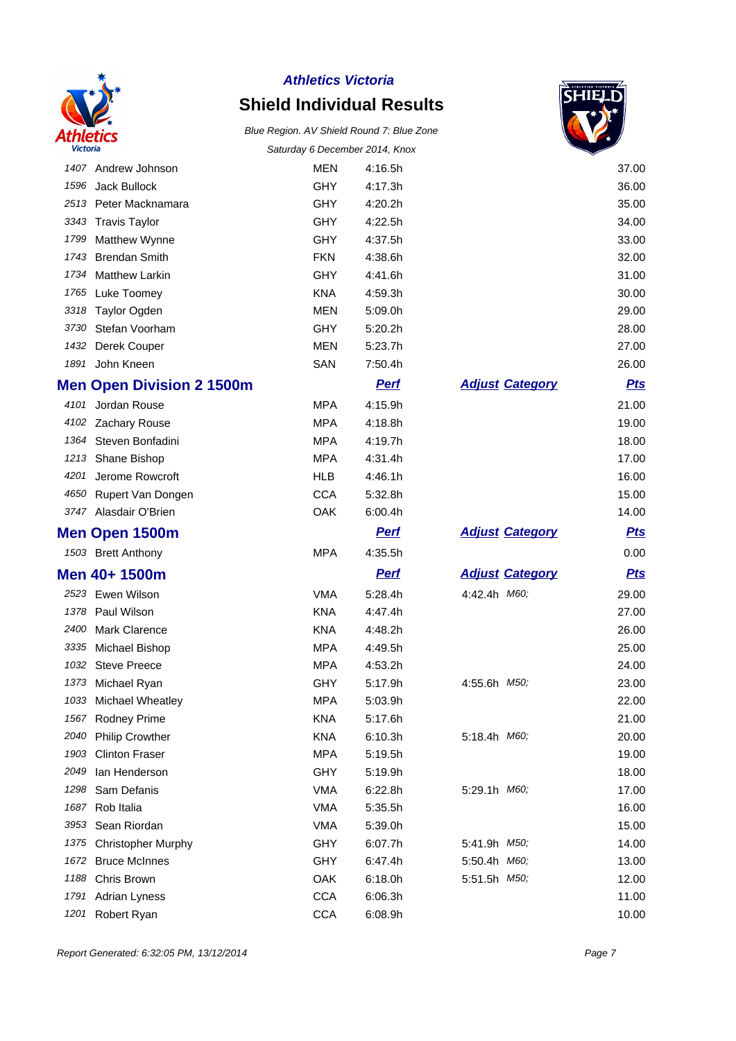**Athletics Victoria**

# Shield Individual Results

*Blue Region. AV Shield Round 7: Blue Zone*

*Saturday 6 December 2014, Knox*

| | | | | | |
|---|---|---|---|---|---|
| 1407 | Andrew Johnson | MEN | 4:16.5h | | 37.00 |
| 1596 | Jack Bullock | GHY | 4:17.3h | | 36.00 |
| 2513 | Peter Macknamara | GHY | 4:20.2h | | 35.00 |
| 3343 | Travis Taylor | GHY | 4:22.5h | | 34.00 |
| 1799 | Matthew Wynne | GHY | 4:37.5h | | 33.00 |
| 1743 | Brendan Smith | FKN | 4:38.6h | | 32.00 |
| 1734 | Matthew Larkin | GHY | 4:41.6h | | 31.00 |
| 1765 | Luke Toomey | KNA | 4:59.3h | | 30.00 |
| 3318 | Taylor Ogden | MEN | 5:09.0h | | 29.00 |
| 3730 | Stefan Voorham | GHY | 5:20.2h | | 28.00 |
| 1432 | Derek Couper | MEN | 5:23.7h | | 27.00 |
| 1891 | John Kneen | SAN | 7:50.4h | | 26.00 |

## Men Open Division 2 1500m

| | | | Perf | Adjust Category | Pts |
|---|---|---|---|---|---|
| 4101 | Jordan Rouse | MPA | 4:15.9h | | 21.00 |
| 4102 | Zachary Rouse | MPA | 4:18.8h | | 19.00 |
| 1364 | Steven Bonfadini | MPA | 4:19.7h | | 18.00 |
| 1213 | Shane Bishop | MPA | 4:31.4h | | 17.00 |
| 4201 | Jerome Rowcroft | HLB | 4:46.1h | | 16.00 |
| 4650 | Rupert Van Dongen | CCA | 5:32.8h | | 15.00 |
| 3747 | Alasdair O'Brien | OAK | 6:00.4h | | 14.00 |

## Men Open 1500m

| | | | Perf | Adjust Category | Pts |
|---|---|---|---|---|---|
| 1503 | Brett Anthony | MPA | 4:35.5h | | 0.00 |

## Men 40+ 1500m

| | | | Perf | Adjust Category | Pts |
|---|---|---|---|---|---|
| 2523 | Ewen Wilson | VMA | 5:28.4h | 4:42.4h *M60;* | 29.00 |
| 1378 | Paul Wilson | KNA | 4:47.4h | | 27.00 |
| 2400 | Mark Clarence | KNA | 4:48.2h | | 26.00 |
| 3335 | Michael Bishop | MPA | 4:49.5h | | 25.00 |
| 1032 | Steve Preece | MPA | 4:53.2h | | 24.00 |
| 1373 | Michael Ryan | GHY | 5:17.9h | 4:55.6h *M50;* | 23.00 |
| 1033 | Michael Wheatley | MPA | 5:03.9h | | 22.00 |
| 1567 | Rodney Prime | KNA | 5:17.6h | | 21.00 |
| 2040 | Philip Crowther | KNA | 6:10.3h | 5:18.4h *M60;* | 20.00 |
| 1903 | Clinton Fraser | MPA | 5:19.5h | | 19.00 |
| 2049 | Ian Henderson | GHY | 5:19.9h | | 18.00 |
| 1298 | Sam Defanis | VMA | 6:22.8h | 5:29.1h *M60;* | 17.00 |
| 1687 | Rob Italia | VMA | 5:35.5h | | 16.00 |
| 3953 | Sean Riordan | VMA | 5:39.0h | | 15.00 |
| 1375 | Christopher Murphy | GHY | 6:07.7h | 5:41.9h *M50;* | 14.00 |
| 1672 | Bruce McInnes | GHY | 6:47.4h | 5:50.4h *M60;* | 13.00 |
| 1188 | Chris Brown | OAK | 6:18.0h | 5:51.5h *M50;* | 12.00 |
| 1791 | Adrian Lyness | CCA | 6:06.3h | | 11.00 |
| 1201 | Robert Ryan | CCA | 6:08.9h | | 10.00 |

*Report Generated: 6:32:05 PM, 13/12/2014*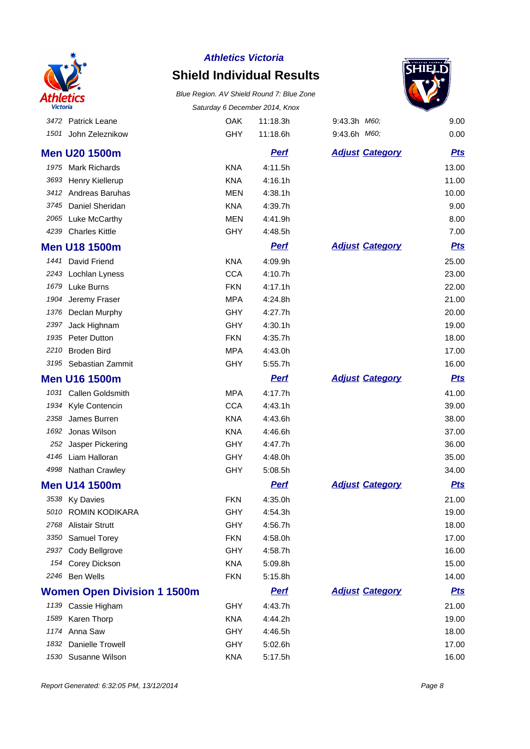| | | | | | | |
|---|---|---|---|---|---|---|
| 3472 | Patrick Leane | OAK | 11:18.3h | 9:43.3h | *M60;* | 9.00 |
| 1501 | John Zeleznikow | GHY | 11:18.6h | 9:43.6h | *M60;* | 0.00 |

## Men U20 1500m

| | | | Perf | Adjust | Category | Pts |
|---|---|---|---|---|---|---|
| 1975 | Mark Richards | KNA | 4:11.5h | | | 13.00 |
| 3693 | Henry Kiellerup | KNA | 4:16.1h | | | 11.00 |
| 3412 | Andreas Baruhas | MEN | 4:38.1h | | | 10.00 |
| 3745 | Daniel Sheridan | KNA | 4:39.7h | | | 9.00 |
| 2065 | Luke McCarthy | MEN | 4:41.9h | | | 8.00 |
| 4239 | Charles Kittle | GHY | 4:48.5h | | | 7.00 |

## Men U18 1500m

| | | | Perf | Adjust | Category | Pts |
|---|---|---|---|---|---|---|
| 1441 | David Friend | KNA | 4:09.9h | | | 25.00 |
| 2243 | Lochlan Lyness | CCA | 4:10.7h | | | 23.00 |
| 1679 | Luke Burns | FKN | 4:17.1h | | | 22.00 |
| 1904 | Jeremy Fraser | MPA | 4:24.8h | | | 21.00 |
| 1376 | Declan Murphy | GHY | 4:27.7h | | | 20.00 |
| 2397 | Jack Highnam | GHY | 4:30.1h | | | 19.00 |
| 1935 | Peter Dutton | FKN | 4:35.7h | | | 18.00 |
| 2210 | Broden Bird | MPA | 4:43.0h | | | 17.00 |
| 3195 | Sebastian Zammit | GHY | 5:55.7h | | | 16.00 |

## Men U16 1500m

| | | | Perf | Adjust | Category | Pts |
|---|---|---|---|---|---|---|
| 1031 | Callen Goldsmith | MPA | 4:17.7h | | | 41.00 |
| 1934 | Kyle Contencin | CCA | 4:43.1h | | | 39.00 |
| 2358 | James Burren | KNA | 4:43.6h | | | 38.00 |
| 1692 | Jonas Wilson | KNA | 4:46.6h | | | 37.00 |
| 252 | Jasper Pickering | GHY | 4:47.7h | | | 36.00 |
| 4146 | Liam Halloran | GHY | 4:48.0h | | | 35.00 |
| 4998 | Nathan Crawley | GHY | 5:08.5h | | | 34.00 |

## Men U14 1500m

| | | | Perf | Adjust | Category | Pts |
|---|---|---|---|---|---|---|
| 3538 | Ky Davies | FKN | 4:35.0h | | | 21.00 |
| 5010 | ROMIN KODIKARA | GHY | 4:54.3h | | | 19.00 |
| 2768 | Alistair Strutt | GHY | 4:56.7h | | | 18.00 |
| 3350 | Samuel Torey | FKN | 4:58.0h | | | 17.00 |
| 2937 | Cody Bellgrove | GHY | 4:58.7h | | | 16.00 |
| 154 | Corey Dickson | KNA | 5:09.8h | | | 15.00 |
| 2246 | Ben Wells | FKN | 5:15.8h | | | 14.00 |

## Women Open Division 1 1500m

| | | | Perf | Adjust | Category | Pts |
|---|---|---|---|---|---|---|
| 1139 | Cassie Higham | GHY | 4:43.7h | | | 21.00 |
| 1589 | Karen Thorp | KNA | 4:44.2h | | | 19.00 |
| 1174 | Anna Saw | GHY | 4:46.5h | | | 18.00 |
| 1832 | Danielle Trowell | GHY | 5:02.6h | | | 17.00 |
| 1530 | Susanne Wilson | KNA | 5:17.5h | | | 16.00 |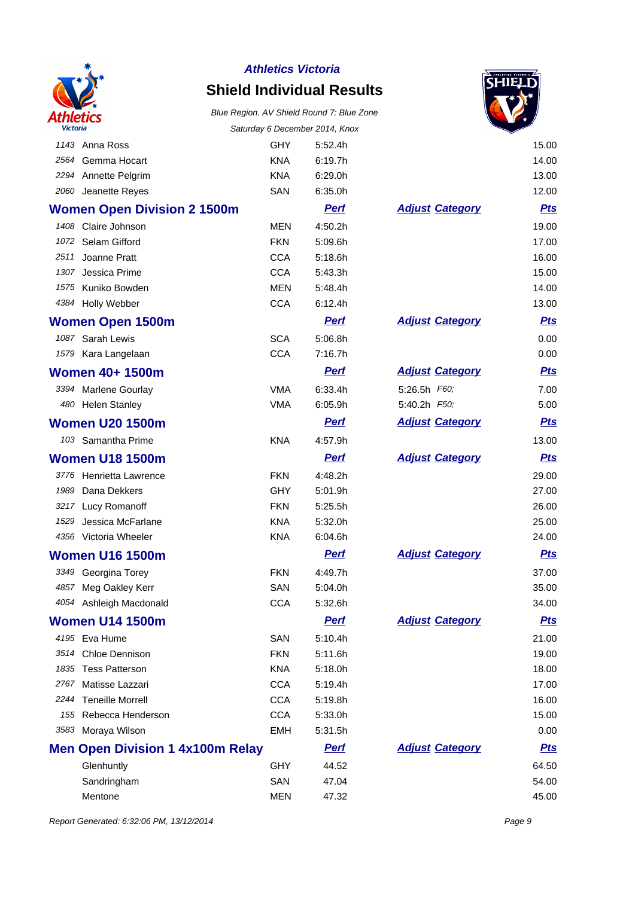**Athletics Victoria**

# Shield Individual Results

*Blue Region. AV Shield Round 7: Blue Zone*

*Saturday 6 December 2014, Knox*

| | | | | | |
|---|---|---|---|---|---|
| *1143* | Anna Ross | GHY | 5:52.4h | | 15.00 |
| *2564* | Gemma Hocart | KNA | 6:19.7h | | 14.00 |
| *2294* | Annette Pelgrim | KNA | 6:29.0h | | 13.00 |
| *2060* | Jeanette Reyes | SAN | 6:35.0h | | 12.00 |

## Women Open Division 2 1500m

| | | | Perf | Adjust Category | Pts |
|---|---|---|---|---|---|
| *1408* | Claire Johnson | MEN | 4:50.2h | | 19.00 |
| *1072* | Selam Gifford | FKN | 5:09.6h | | 17.00 |
| *2511* | Joanne Pratt | CCA | 5:18.6h | | 16.00 |
| *1307* | Jessica Prime | CCA | 5:43.3h | | 15.00 |
| *1575* | Kuniko Bowden | MEN | 5:48.4h | | 14.00 |
| *4384* | Holly Webber | CCA | 6:12.4h | | 13.00 |

## Women Open 1500m

| | | | Perf | Adjust Category | Pts |
|---|---|---|---|---|---|
| *1087* | Sarah Lewis | SCA | 5:06.8h | | 0.00 |
| *1579* | Kara Langelaan | CCA | 7:16.7h | | 0.00 |

## Women 40+ 1500m

| | | | Perf | Adjust Category | Pts |
|---|---|---|---|---|---|
| *3394* | Marlene Gourlay | VMA | 6:33.4h | 5:26.5h *F60;* | 7.00 |
| *480* | Helen Stanley | VMA | 6:05.9h | 5:40.2h *F50;* | 5.00 |

## Women U20 1500m

| | | | Perf | Adjust Category | Pts |
|---|---|---|---|---|---|
| *103* | Samantha Prime | KNA | 4:57.9h | | 13.00 |

## Women U18 1500m

| | | | Perf | Adjust Category | Pts |
|---|---|---|---|---|---|
| *3776* | Henrietta Lawrence | FKN | 4:48.2h | | 29.00 |
| *1989* | Dana Dekkers | GHY | 5:01.9h | | 27.00 |
| *3217* | Lucy Romanoff | FKN | 5:25.5h | | 26.00 |
| *1529* | Jessica McFarlane | KNA | 5:32.0h | | 25.00 |
| *4356* | Victoria Wheeler | KNA | 6:04.6h | | 24.00 |

## Women U16 1500m

| | | | Perf | Adjust Category | Pts |
|---|---|---|---|---|---|
| *3349* | Georgina Torey | FKN | 4:49.7h | | 37.00 |
| *4857* | Meg Oakley Kerr | SAN | 5:04.0h | | 35.00 |
| *4054* | Ashleigh Macdonald | CCA | 5:32.6h | | 34.00 |

## Women U14 1500m

| | | | Perf | Adjust Category | Pts |
|---|---|---|---|---|---|
| *4195* | Eva Hume | SAN | 5:10.4h | | 21.00 |
| *3514* | Chloe Dennison | FKN | 5:11.6h | | 19.00 |
| *1835* | Tess Patterson | KNA | 5:18.0h | | 18.00 |
| *2767* | Matisse Lazzari | CCA | 5:19.4h | | 17.00 |
| *2244* | Teneille Morrell | CCA | 5:19.8h | | 16.00 |
| *155* | Rebecca Henderson | CCA | 5:33.0h | | 15.00 |
| *3583* | Moraya Wilson | EMH | 5:31.5h | | 0.00 |

## Men Open Division 1 4x100m Relay

| | | Perf | Adjust Category | Pts |
|---|---|---|---|---|
| Glenhuntly | GHY | 44.52 | | 64.50 |
| Sandringham | SAN | 47.04 | | 54.00 |
| Mentone | MEN | 47.32 | | 45.00 |

*Report Generated: 6:32:06 PM, 13/12/2014*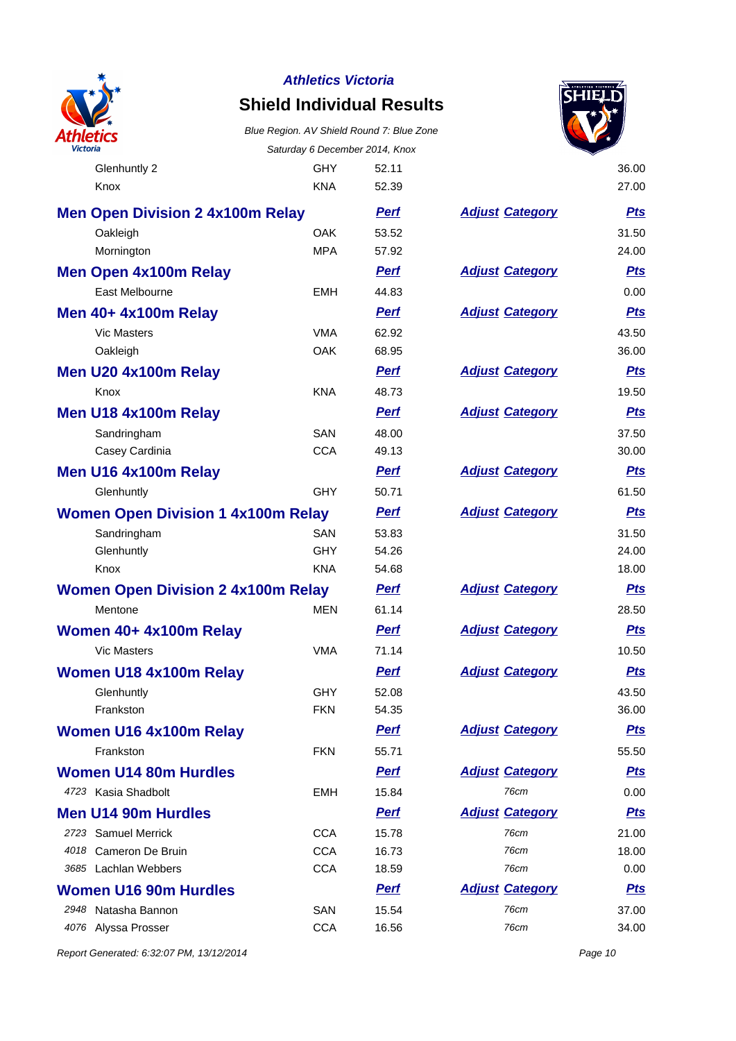| | | Perf | Adjust Category | Pts |
|---|---|---|---|---|
| Glenhuntly 2 | GHY | 52.11 | | 36.00 |
| Knox | KNA | 52.39 | | 27.00 |

## Men Open Division 2 4x100m Relay

| | | Perf | Adjust Category | Pts |
|---|---|---|---|---|
| Oakleigh | OAK | 53.52 | | 31.50 |
| Mornington | MPA | 57.92 | | 24.00 |

## Men Open 4x100m Relay

| | | Perf | Adjust Category | Pts |
|---|---|---|---|---|
| East Melbourne | EMH | 44.83 | | 0.00 |

## Men 40+ 4x100m Relay

| | | Perf | Adjust Category | Pts |
|---|---|---|---|---|
| Vic Masters | VMA | 62.92 | | 43.50 |
| Oakleigh | OAK | 68.95 | | 36.00 |

## Men U20 4x100m Relay

| | | Perf | Adjust Category | Pts |
|---|---|---|---|---|
| Knox | KNA | 48.73 | | 19.50 |

## Men U18 4x100m Relay

| | | Perf | Adjust Category | Pts |
|---|---|---|---|---|
| Sandringham | SAN | 48.00 | | 37.50 |
| Casey Cardinia | CCA | 49.13 | | 30.00 |

## Men U16 4x100m Relay

| | | Perf | Adjust Category | Pts |
|---|---|---|---|---|
| Glenhuntly | GHY | 50.71 | | 61.50 |

## Women Open Division 1 4x100m Relay

| | | Perf | Adjust Category | Pts |
|---|---|---|---|---|
| Sandringham | SAN | 53.83 | | 31.50 |
| Glenhuntly | GHY | 54.26 | | 24.00 |
| Knox | KNA | 54.68 | | 18.00 |

## Women Open Division 2 4x100m Relay

| | | Perf | Adjust Category | Pts |
|---|---|---|---|---|
| Mentone | MEN | 61.14 | | 28.50 |

## Women 40+ 4x100m Relay

| | | Perf | Adjust Category | Pts |
|---|---|---|---|---|
| Vic Masters | VMA | 71.14 | | 10.50 |

## Women U18 4x100m Relay

| | | Perf | Adjust Category | Pts |
|---|---|---|---|---|
| Glenhuntly | GHY | 52.08 | | 43.50 |
| Frankston | FKN | 54.35 | | 36.00 |

## Women U16 4x100m Relay

| | | Perf | Adjust Category | Pts |
|---|---|---|---|---|
| Frankston | FKN | 55.71 | | 55.50 |

## Women U14 80m Hurdles

| | | | Perf | Adjust Category | Pts |
|---|---|---|---|---|---|
| 4723 | Kasia Shadbolt | EMH | 15.84 | 76cm | 0.00 |

## Men U14 90m Hurdles

| | | | Perf | Adjust Category | Pts |
|---|---|---|---|---|---|
| 2723 | Samuel Merrick | CCA | 15.78 | 76cm | 21.00 |
| 4018 | Cameron De Bruin | CCA | 16.73 | 76cm | 18.00 |
| 3685 | Lachlan Webbers | CCA | 18.59 | 76cm | 0.00 |

## Women U16 90m Hurdles

| | | | Perf | Adjust Category | Pts |
|---|---|---|---|---|---|
| 2948 | Natasha Bannon | SAN | 15.54 | 76cm | 37.00 |
| 4076 | Alyssa Prosser | CCA | 16.56 | 76cm | 34.00 |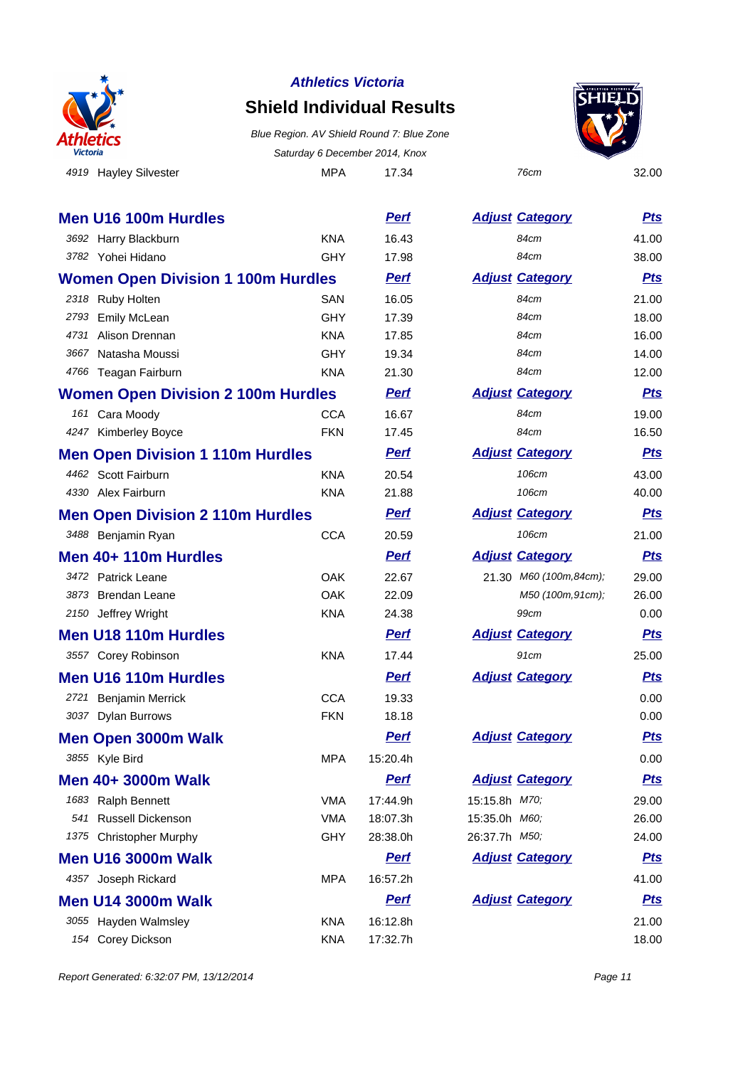| | | | | | |
|---|---|---|---|---|---|
| 4919 | Hayley Silvester | MPA | 17.34 | 76cm | 32.00 |

## Men U16 100m Hurdles

| | | | Perf | Adjust Category | Pts |
|---|---|---|---|---|---|
| 3692 | Harry Blackburn | KNA | 16.43 | 84cm | 41.00 |
| 3782 | Yohei Hidano | GHY | 17.98 | 84cm | 38.00 |

## Women Open Division 1 100m Hurdles

| | | | Perf | Adjust Category | Pts |
|---|---|---|---|---|---|
| 2318 | Ruby Holten | SAN | 16.05 | 84cm | 21.00 |
| 2793 | Emily McLean | GHY | 17.39 | 84cm | 18.00 |
| 4731 | Alison Drennan | KNA | 17.85 | 84cm | 16.00 |
| 3667 | Natasha Moussi | GHY | 19.34 | 84cm | 14.00 |
| 4766 | Teagan Fairburn | KNA | 21.30 | 84cm | 12.00 |

## Women Open Division 2 100m Hurdles

| | | | Perf | Adjust Category | Pts |
|---|---|---|---|---|---|
| 161 | Cara Moody | CCA | 16.67 | 84cm | 19.00 |
| 4247 | Kimberley Boyce | FKN | 17.45 | 84cm | 16.50 |

## Men Open Division 1 110m Hurdles

| | | | Perf | Adjust Category | Pts |
|---|---|---|---|---|---|
| 4462 | Scott Fairburn | KNA | 20.54 | 106cm | 43.00 |
| 4330 | Alex Fairburn | KNA | 21.88 | 106cm | 40.00 |

## Men Open Division 2 110m Hurdles

| | | | Perf | Adjust Category | Pts |
|---|---|---|---|---|---|
| 3488 | Benjamin Ryan | CCA | 20.59 | 106cm | 21.00 |

## Men 40+ 110m Hurdles

| | | | Perf | Adjust | Category | Pts |
|---|---|---|---|---|---|---|
| 3472 | Patrick Leane | OAK | 22.67 | 21.30 | M60 (100m,84cm); | 29.00 |
| 3873 | Brendan Leane | OAK | 22.09 | | M50 (100m,91cm); | 26.00 |
| 2150 | Jeffrey Wright | KNA | 24.38 | | 99cm | 0.00 |

## Men U18 110m Hurdles

| | | | Perf | Adjust Category | Pts |
|---|---|---|---|---|---|
| 3557 | Corey Robinson | KNA | 17.44 | 91cm | 25.00 |

## Men U16 110m Hurdles

| | | | Perf | Adjust Category | Pts |
|---|---|---|---|---|---|
| 2721 | Benjamin Merrick | CCA | 19.33 | | 0.00 |
| 3037 | Dylan Burrows | FKN | 18.18 | | 0.00 |

## Men Open 3000m Walk

| | | | Perf | Adjust Category | Pts |
|---|---|---|---|---|---|
| 3855 | Kyle Bird | MPA | 15:20.4h | | 0.00 |

## Men 40+ 3000m Walk

| | | | Perf | Adjust | Category | Pts |
|---|---|---|---|---|---|---|
| 1683 | Ralph Bennett | VMA | 17:44.9h | 15:15.8h | M70; | 29.00 |
| 541 | Russell Dickenson | VMA | 18:07.3h | 15:35.0h | M60; | 26.00 |
| 1375 | Christopher Murphy | GHY | 28:38.0h | 26:37.7h | M50; | 24.00 |

## Men U16 3000m Walk

| | | | Perf | Adjust Category | Pts |
|---|---|---|---|---|---|
| 4357 | Joseph Rickard | MPA | 16:57.2h | | 41.00 |

## Men U14 3000m Walk

| | | | Perf | Adjust Category | Pts |
|---|---|---|---|---|---|
| 3055 | Hayden Walmsley | KNA | 16:12.8h | | 21.00 |
| 154 | Corey Dickson | KNA | 17:32.7h | | 18.00 |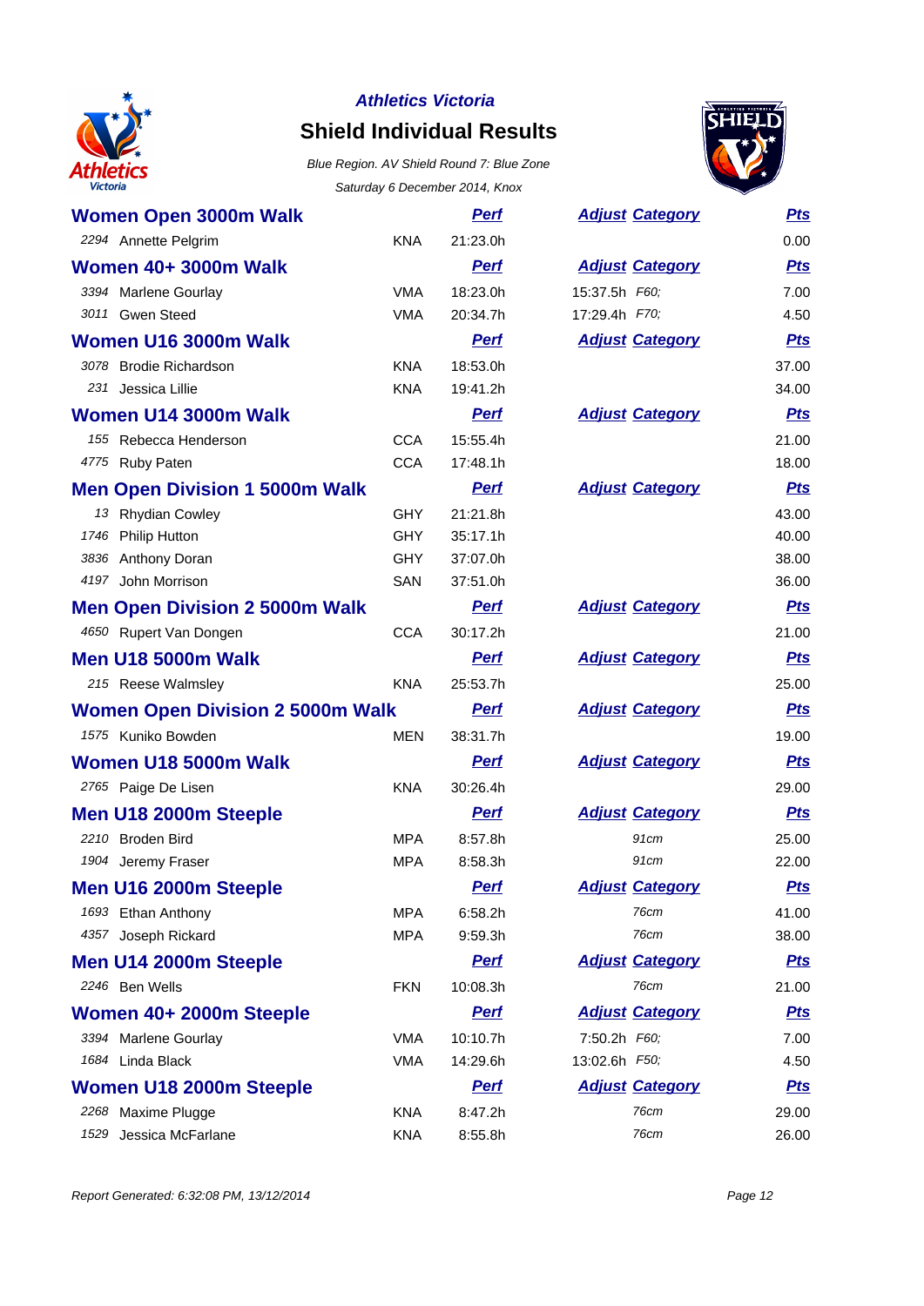**Athletics Victoria**

# Shield Individual Results

*Blue Region. AV Shield Round 7: Blue Zone*

*Saturday 6 December 2014, Knox*

## Women Open 3000m Walk

| | Name | Club | Perf | Adjust Category | Pts |
|---|---|---|---|---|---|
| 2294 | Annette Pelgrim | KNA | 21:23.0h | | 0.00 |

## Women 40+ 3000m Walk

| | Name | Club | Perf | Adjust Category | Pts |
|---|---|---|---|---|---|
| 3394 | Marlene Gourlay | VMA | 18:23.0h | 15:37.5h *F60;* | 7.00 |
| 3011 | Gwen Steed | VMA | 20:34.7h | 17:29.4h *F70;* | 4.50 |

## Women U16 3000m Walk

| | Name | Club | Perf | Adjust Category | Pts |
|---|---|---|---|---|---|
| 3078 | Brodie Richardson | KNA | 18:53.0h | | 37.00 |
| 231 | Jessica Lillie | KNA | 19:41.2h | | 34.00 |

## Women U14 3000m Walk

| | Name | Club | Perf | Adjust Category | Pts |
|---|---|---|---|---|---|
| 155 | Rebecca Henderson | CCA | 15:55.4h | | 21.00 |
| 4775 | Ruby Paten | CCA | 17:48.1h | | 18.00 |

## Men Open Division 1 5000m Walk

| | Name | Club | Perf | Adjust Category | Pts |
|---|---|---|---|---|---|
| 13 | Rhydian Cowley | GHY | 21:21.8h | | 43.00 |
| 1746 | Philip Hutton | GHY | 35:17.1h | | 40.00 |
| 3836 | Anthony Doran | GHY | 37:07.0h | | 38.00 |
| 4197 | John Morrison | SAN | 37:51.0h | | 36.00 |

## Men Open Division 2 5000m Walk

| | Name | Club | Perf | Adjust Category | Pts |
|---|---|---|---|---|---|
| 4650 | Rupert Van Dongen | CCA | 30:17.2h | | 21.00 |

## Men U18 5000m Walk

| | Name | Club | Perf | Adjust Category | Pts |
|---|---|---|---|---|---|
| 215 | Reese Walmsley | KNA | 25:53.7h | | 25.00 |

## Women Open Division 2 5000m Walk

| | Name | Club | Perf | Adjust Category | Pts |
|---|---|---|---|---|---|
| 1575 | Kuniko Bowden | MEN | 38:31.7h | | 19.00 |

## Women U18 5000m Walk

| | Name | Club | Perf | Adjust Category | Pts |
|---|---|---|---|---|---|
| 2765 | Paige De Lisen | KNA | 30:26.4h | | 29.00 |

## Men U18 2000m Steeple

| | Name | Club | Perf | Adjust Category | Pts |
|---|---|---|---|---|---|
| 2210 | Broden Bird | MPA | 8:57.8h | *91cm* | 25.00 |
| 1904 | Jeremy Fraser | MPA | 8:58.3h | *91cm* | 22.00 |

## Men U16 2000m Steeple

| | Name | Club | Perf | Adjust Category | Pts |
|---|---|---|---|---|---|
| 1693 | Ethan Anthony | MPA | 6:58.2h | *76cm* | 41.00 |
| 4357 | Joseph Rickard | MPA | 9:59.3h | *76cm* | 38.00 |

## Men U14 2000m Steeple

| | Name | Club | Perf | Adjust Category | Pts |
|---|---|---|---|---|---|
| 2246 | Ben Wells | FKN | 10:08.3h | *76cm* | 21.00 |

## Women 40+ 2000m Steeple

| | Name | Club | Perf | Adjust Category | Pts |
|---|---|---|---|---|---|
| 3394 | Marlene Gourlay | VMA | 10:10.7h | 7:50.2h *F60;* | 7.00 |
| 1684 | Linda Black | VMA | 14:29.6h | 13:02.6h *F50;* | 4.50 |

## Women U18 2000m Steeple

| | Name | Club | Perf | Adjust Category | Pts |
|---|---|---|---|---|---|
| 2268 | Maxime Plugge | KNA | 8:47.2h | *76cm* | 29.00 |
| 1529 | Jessica McFarlane | KNA | 8:55.8h | *76cm* | 26.00 |

*Report Generated: 6:32:08 PM, 13/12/2014*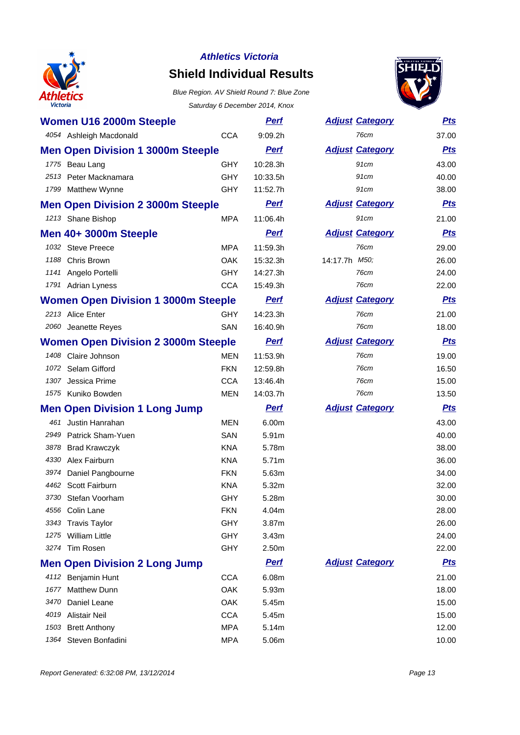*Athletics Victoria*

## Shield Individual Results

*Blue Region. AV Shield Round 7: Blue Zone*

*Saturday 6 December 2014, Knox*

### Women U16 2000m Steeple

| | Name | Club | Perf | Adjust | Category | Pts |
|---|---|---|---|---|---|---|
| 4054 | Ashleigh Macdonald | CCA | 9:09.2h | | 76cm | 37.00 |

### Men Open Division 1 3000m Steeple

| | Name | Club | Perf | Adjust | Category | Pts |
|---|---|---|---|---|---|---|
| 1775 | Beau Lang | GHY | 10:28.3h | | 91cm | 43.00 |
| 2513 | Peter Macknamara | GHY | 10:33.5h | | 91cm | 40.00 |
| 1799 | Matthew Wynne | GHY | 11:52.7h | | 91cm | 38.00 |

### Men Open Division 2 3000m Steeple

| | Name | Club | Perf | Adjust | Category | Pts |
|---|---|---|---|---|---|---|
| 1213 | Shane Bishop | MPA | 11:06.4h | | 91cm | 21.00 |

### Men 40+ 3000m Steeple

| | Name | Club | Perf | Adjust | Category | Pts |
|---|---|---|---|---|---|---|
| 1032 | Steve Preece | MPA | 11:59.3h | | 76cm | 29.00 |
| 1188 | Chris Brown | OAK | 15:32.3h | 14:17.7h | M50; | 26.00 |
| 1141 | Angelo Portelli | GHY | 14:27.3h | | 76cm | 24.00 |
| 1791 | Adrian Lyness | CCA | 15:49.3h | | 76cm | 22.00 |

### Women Open Division 1 3000m Steeple

| | Name | Club | Perf | Adjust | Category | Pts |
|---|---|---|---|---|---|---|
| 2213 | Alice Enter | GHY | 14:23.3h | | 76cm | 21.00 |
| 2060 | Jeanette Reyes | SAN | 16:40.9h | | 76cm | 18.00 |

### Women Open Division 2 3000m Steeple

| | Name | Club | Perf | Adjust | Category | Pts |
|---|---|---|---|---|---|---|
| 1408 | Claire Johnson | MEN | 11:53.9h | | 76cm | 19.00 |
| 1072 | Selam Gifford | FKN | 12:59.8h | | 76cm | 16.50 |
| 1307 | Jessica Prime | CCA | 13:46.4h | | 76cm | 15.00 |
| 1575 | Kuniko Bowden | MEN | 14:03.7h | | 76cm | 13.50 |

### Men Open Division 1 Long Jump

| | Name | Club | Perf | Adjust | Category | Pts |
|---|---|---|---|---|---|---|
| 461 | Justin Hanrahan | MEN | 6.00m | | | 43.00 |
| 2949 | Patrick Sham-Yuen | SAN | 5.91m | | | 40.00 |
| 3878 | Brad Krawczyk | KNA | 5.78m | | | 38.00 |
| 4330 | Alex Fairburn | KNA | 5.71m | | | 36.00 |
| 3974 | Daniel Pangbourne | FKN | 5.63m | | | 34.00 |
| 4462 | Scott Fairburn | KNA | 5.32m | | | 32.00 |
| 3730 | Stefan Voorham | GHY | 5.28m | | | 30.00 |
| 4556 | Colin Lane | FKN | 4.04m | | | 28.00 |
| 3343 | Travis Taylor | GHY | 3.87m | | | 26.00 |
| 1275 | William Little | GHY | 3.43m | | | 24.00 |
| 3274 | Tim Rosen | GHY | 2.50m | | | 22.00 |

### Men Open Division 2 Long Jump

| | Name | Club | Perf | Adjust | Category | Pts |
|---|---|---|---|---|---|---|
| 4112 | Benjamin Hunt | CCA | 6.08m | | | 21.00 |
| 1677 | Matthew Dunn | OAK | 5.93m | | | 18.00 |
| 3470 | Daniel Leane | OAK | 5.45m | | | 15.00 |
| 4019 | Alistair Neil | CCA | 5.45m | | | 15.00 |
| 1503 | Brett Anthony | MPA | 5.14m | | | 12.00 |
| 1364 | Steven Bonfadini | MPA | 5.06m | | | 10.00 |

*Report Generated: 6:32:08 PM, 13/12/2014*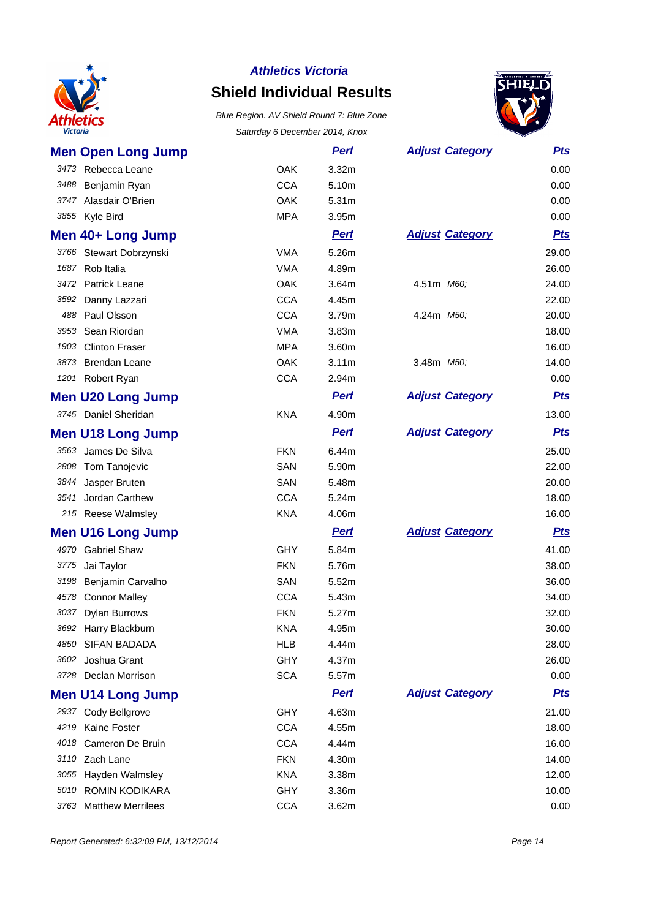**Athletics Victoria**

# Shield Individual Results

*Blue Region. AV Shield Round 7: Blue Zone*

*Saturday 6 December 2014, Knox*

## Men Open Long Jump

| | | | Perf | Adjust | Category | Pts |
|---|---|---|---|---|---|---|
| 3473 | Rebecca Leane | OAK | 3.32m | | | 0.00 |
| 3488 | Benjamin Ryan | CCA | 5.10m | | | 0.00 |
| 3747 | Alasdair O'Brien | OAK | 5.31m | | | 0.00 |
| 3855 | Kyle Bird | MPA | 3.95m | | | 0.00 |

## Men 40+ Long Jump

| | | | Perf | Adjust | Category | Pts |
|---|---|---|---|---|---|---|
| 3766 | Stewart Dobrzynski | VMA | 5.26m | | | 29.00 |
| 1687 | Rob Italia | VMA | 4.89m | | | 26.00 |
| 3472 | Patrick Leane | OAK | 3.64m | 4.51m | *M60;* | 24.00 |
| 3592 | Danny Lazzari | CCA | 4.45m | | | 22.00 |
| 488 | Paul Olsson | CCA | 3.79m | 4.24m | *M50;* | 20.00 |
| 3953 | Sean Riordan | VMA | 3.83m | | | 18.00 |
| 1903 | Clinton Fraser | MPA | 3.60m | | | 16.00 |
| 3873 | Brendan Leane | OAK | 3.11m | 3.48m | *M50;* | 14.00 |
| 1201 | Robert Ryan | CCA | 2.94m | | | 0.00 |

## Men U20 Long Jump

| | | | Perf | Adjust | Category | Pts |
|---|---|---|---|---|---|---|
| 3745 | Daniel Sheridan | KNA | 4.90m | | | 13.00 |

## Men U18 Long Jump

| | | | Perf | Adjust | Category | Pts |
|---|---|---|---|---|---|---|
| 3563 | James De Silva | FKN | 6.44m | | | 25.00 |
| 2808 | Tom Tanojevic | SAN | 5.90m | | | 22.00 |
| 3844 | Jasper Bruten | SAN | 5.48m | | | 20.00 |
| 3541 | Jordan Carthew | CCA | 5.24m | | | 18.00 |
| 215 | Reese Walmsley | KNA | 4.06m | | | 16.00 |

## Men U16 Long Jump

| | | | Perf | Adjust | Category | Pts |
|---|---|---|---|---|---|---|
| 4970 | Gabriel Shaw | GHY | 5.84m | | | 41.00 |
| 3775 | Jai Taylor | FKN | 5.76m | | | 38.00 |
| 3198 | Benjamin Carvalho | SAN | 5.52m | | | 36.00 |
| 4578 | Connor Malley | CCA | 5.43m | | | 34.00 |
| 3037 | Dylan Burrows | FKN | 5.27m | | | 32.00 |
| 3692 | Harry Blackburn | KNA | 4.95m | | | 30.00 |
| 4850 | SIFAN BADADA | HLB | 4.44m | | | 28.00 |
| 3602 | Joshua Grant | GHY | 4.37m | | | 26.00 |
| 3728 | Declan Morrison | SCA | 5.57m | | | 0.00 |

## Men U14 Long Jump

| | | | Perf | Adjust | Category | Pts |
|---|---|---|---|---|---|---|
| 2937 | Cody Bellgrove | GHY | 4.63m | | | 21.00 |
| 4219 | Kaine Foster | CCA | 4.55m | | | 18.00 |
| 4018 | Cameron De Bruin | CCA | 4.44m | | | 16.00 |
| 3110 | Zach Lane | FKN | 4.30m | | | 14.00 |
| 3055 | Hayden Walmsley | KNA | 3.38m | | | 12.00 |
| 5010 | ROMIN KODIKARA | GHY | 3.36m | | | 10.00 |
| 3763 | Matthew Merrilees | CCA | 3.62m | | | 0.00 |

*Report Generated: 6:32:09 PM, 13/12/2014*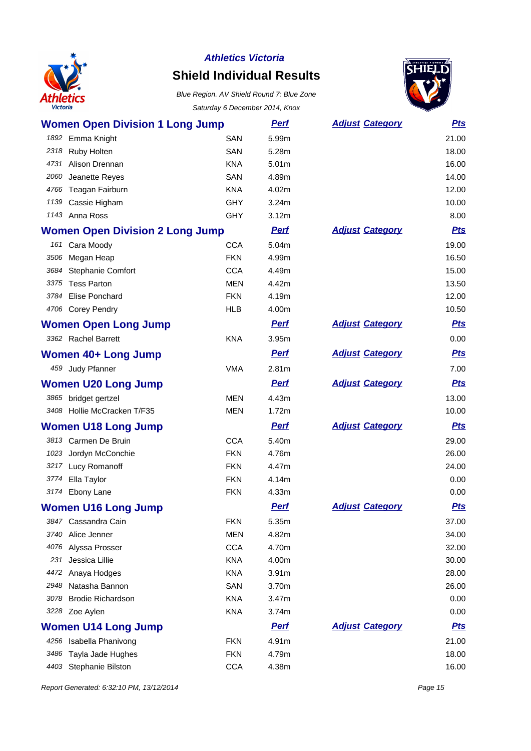# Athletics Victoria

## Shield Individual Results

*Blue Region. AV Shield Round 7: Blue Zone*

*Saturday 6 December 2014, Knox*

### Women Open Division 1 Long Jump

| | | | Perf | Adjust Category | Pts |
|---|---|---|---|---|---|
| 1892 | Emma Knight | SAN | 5.99m | | 21.00 |
| 2318 | Ruby Holten | SAN | 5.28m | | 18.00 |
| 4731 | Alison Drennan | KNA | 5.01m | | 16.00 |
| 2060 | Jeanette Reyes | SAN | 4.89m | | 14.00 |
| 4766 | Teagan Fairburn | KNA | 4.02m | | 12.00 |
| 1139 | Cassie Higham | GHY | 3.24m | | 10.00 |
| 1143 | Anna Ross | GHY | 3.12m | | 8.00 |

### Women Open Division 2 Long Jump

| | | | Perf | Adjust Category | Pts |
|---|---|---|---|---|---|
| 161 | Cara Moody | CCA | 5.04m | | 19.00 |
| 3506 | Megan Heap | FKN | 4.99m | | 16.50 |
| 3684 | Stephanie Comfort | CCA | 4.49m | | 15.00 |
| 3375 | Tess Parton | MEN | 4.42m | | 13.50 |
| 3784 | Elise Ponchard | FKN | 4.19m | | 12.00 |
| 4706 | Corey Pendry | HLB | 4.00m | | 10.50 |

### Women Open Long Jump

| | | | Perf | Adjust Category | Pts |
|---|---|---|---|---|---|
| 3362 | Rachel Barrett | KNA | 3.95m | | 0.00 |

### Women 40+ Long Jump

| | | | Perf | Adjust Category | Pts |
|---|---|---|---|---|---|
| 459 | Judy Pfanner | VMA | 2.81m | | 7.00 |

### Women U20 Long Jump

| | | | Perf | Adjust Category | Pts |
|---|---|---|---|---|---|
| 3865 | bridget gertzel | MEN | 4.43m | | 13.00 |
| 3408 | Hollie McCracken T/F35 | MEN | 1.72m | | 10.00 |

### Women U18 Long Jump

| | | | Perf | Adjust Category | Pts |
|---|---|---|---|---|---|
| 3813 | Carmen De Bruin | CCA | 5.40m | | 29.00 |
| 1023 | Jordyn McConchie | FKN | 4.76m | | 26.00 |
| 3217 | Lucy Romanoff | FKN | 4.47m | | 24.00 |
| 3774 | Ella Taylor | FKN | 4.14m | | 0.00 |
| 3174 | Ebony Lane | FKN | 4.33m | | 0.00 |

### Women U16 Long Jump

| | | | Perf | Adjust Category | Pts |
|---|---|---|---|---|---|
| 3847 | Cassandra Cain | FKN | 5.35m | | 37.00 |
| 3740 | Alice Jenner | MEN | 4.82m | | 34.00 |
| 4076 | Alyssa Prosser | CCA | 4.70m | | 32.00 |
| 231 | Jessica Lillie | KNA | 4.00m | | 30.00 |
| 4472 | Anaya Hodges | KNA | 3.91m | | 28.00 |
| 2948 | Natasha Bannon | SAN | 3.70m | | 26.00 |
| 3078 | Brodie Richardson | KNA | 3.47m | | 0.00 |
| 3228 | Zoe Aylen | KNA | 3.74m | | 0.00 |

### Women U14 Long Jump

| | | | Perf | Adjust Category | Pts |
|---|---|---|---|---|---|
| 4256 | Isabella Phanivong | FKN | 4.91m | | 21.00 |
| 3486 | Tayla Jade Hughes | FKN | 4.79m | | 18.00 |
| 4403 | Stephanie Bilston | CCA | 4.38m | | 16.00 |

*Report Generated: 6:32:10 PM, 13/12/2014*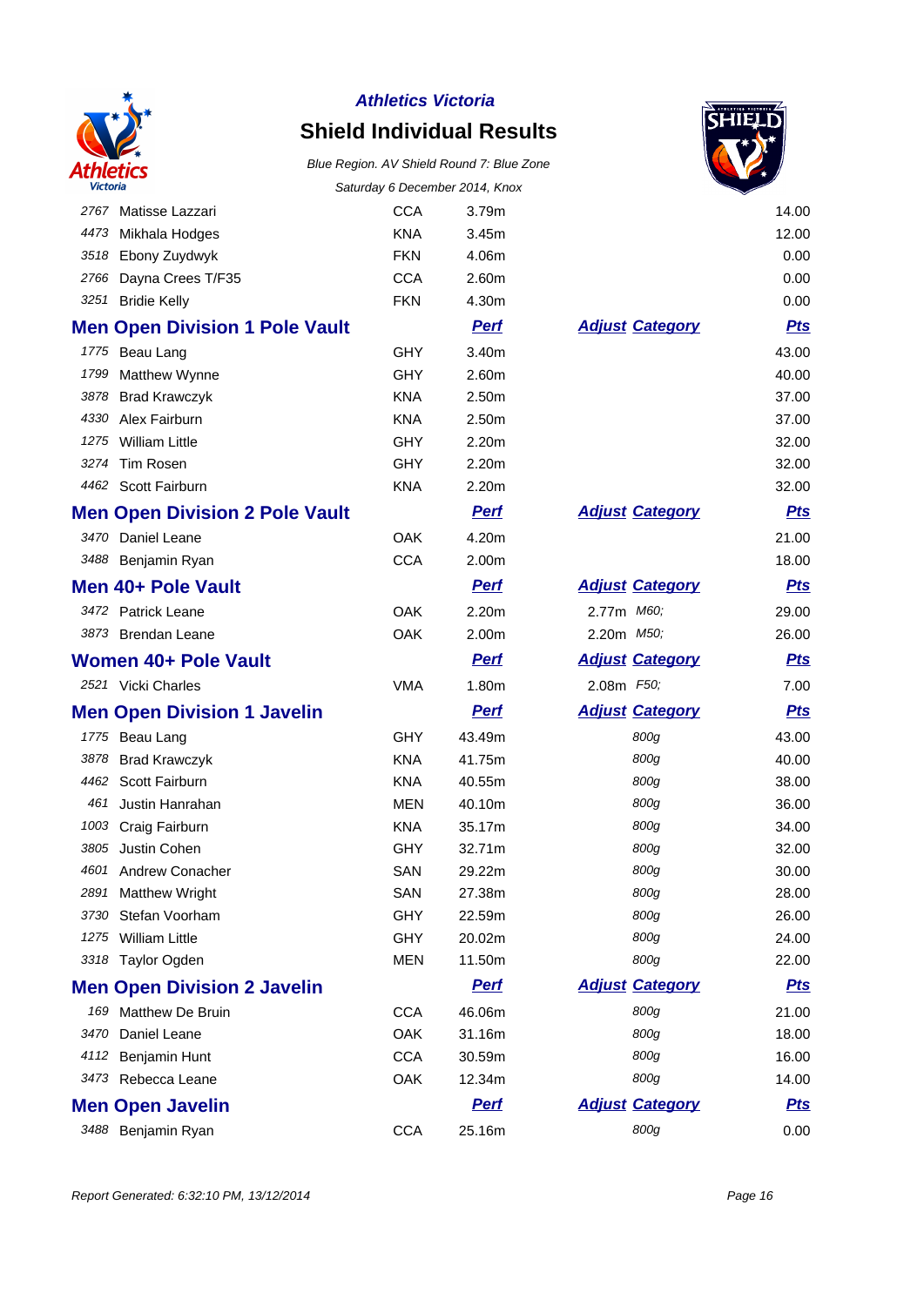## Athletics Victoria

# Shield Individual Results

*Blue Region. AV Shield Round 7: Blue Zone*

*Saturday 6 December 2014, Knox*

| No. | Name | Club | Perf | Adjust | Category | Pts |
|---|---|---|---|---|---|---|
| 2767 | Matisse Lazzari | CCA | 3.79m | | | 14.00 |
| 4473 | Mikhala Hodges | KNA | 3.45m | | | 12.00 |
| 3518 | Ebony Zuydwyk | FKN | 4.06m | | | 0.00 |
| 2766 | Dayna Crees T/F35 | CCA | 2.60m | | | 0.00 |
| 3251 | Bridie Kelly | FKN | 4.30m | | | 0.00 |

### Men Open Division 1 Pole Vault

| No. | Name | Club | Perf | Adjust | Category | Pts |
|---|---|---|---|---|---|---|
| 1775 | Beau Lang | GHY | 3.40m | | | 43.00 |
| 1799 | Matthew Wynne | GHY | 2.60m | | | 40.00 |
| 3878 | Brad Krawczyk | KNA | 2.50m | | | 37.00 |
| 4330 | Alex Fairburn | KNA | 2.50m | | | 37.00 |
| 1275 | William Little | GHY | 2.20m | | | 32.00 |
| 3274 | Tim Rosen | GHY | 2.20m | | | 32.00 |
| 4462 | Scott Fairburn | KNA | 2.20m | | | 32.00 |

### Men Open Division 2 Pole Vault

| No. | Name | Club | Perf | Adjust | Category | Pts |
|---|---|---|---|---|---|---|
| 3470 | Daniel Leane | OAK | 4.20m | | | 21.00 |
| 3488 | Benjamin Ryan | CCA | 2.00m | | | 18.00 |

### Men 40+ Pole Vault

| No. | Name | Club | Perf | Adjust | Category | Pts |
|---|---|---|---|---|---|---|
| 3472 | Patrick Leane | OAK | 2.20m | 2.77m | *M60;* | 29.00 |
| 3873 | Brendan Leane | OAK | 2.00m | 2.20m | *M50;* | 26.00 |

### Women 40+ Pole Vault

| No. | Name | Club | Perf | Adjust | Category | Pts |
|---|---|---|---|---|---|---|
| 2521 | Vicki Charles | VMA | 1.80m | 2.08m | *F50;* | 7.00 |

### Men Open Division 1 Javelin

| No. | Name | Club | Perf | Adjust | Category | Pts |
|---|---|---|---|---|---|---|
| 1775 | Beau Lang | GHY | 43.49m | | *800g* | 43.00 |
| 3878 | Brad Krawczyk | KNA | 41.75m | | *800g* | 40.00 |
| 4462 | Scott Fairburn | KNA | 40.55m | | *800g* | 38.00 |
| 461 | Justin Hanrahan | MEN | 40.10m | | *800g* | 36.00 |
| 1003 | Craig Fairburn | KNA | 35.17m | | *800g* | 34.00 |
| 3805 | Justin Cohen | GHY | 32.71m | | *800g* | 32.00 |
| 4601 | Andrew Conacher | SAN | 29.22m | | *800g* | 30.00 |
| 2891 | Matthew Wright | SAN | 27.38m | | *800g* | 28.00 |
| 3730 | Stefan Voorham | GHY | 22.59m | | *800g* | 26.00 |
| 1275 | William Little | GHY | 20.02m | | *800g* | 24.00 |
| 3318 | Taylor Ogden | MEN | 11.50m | | *800g* | 22.00 |

### Men Open Division 2 Javelin

| No. | Name | Club | Perf | Adjust | Category | Pts |
|---|---|---|---|---|---|---|
| 169 | Matthew De Bruin | CCA | 46.06m | | *800g* | 21.00 |
| 3470 | Daniel Leane | OAK | 31.16m | | *800g* | 18.00 |
| 4112 | Benjamin Hunt | CCA | 30.59m | | *800g* | 16.00 |
| 3473 | Rebecca Leane | OAK | 12.34m | | *800g* | 14.00 |

### Men Open Javelin

| No. | Name | Club | Perf | Adjust | Category | Pts |
|---|---|---|---|---|---|---|
| 3488 | Benjamin Ryan | CCA | 25.16m | | *800g* | 0.00 |

*Report Generated: 6:32:10 PM, 13/12/2014*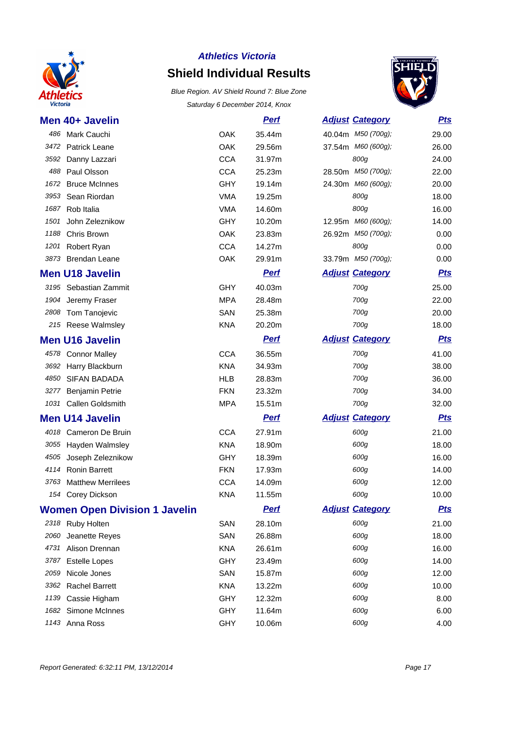**Athletics Victoria**

# Shield Individual Results

*Blue Region. AV Shield Round 7: Blue Zone*

*Saturday 6 December 2014, Knox*

## Men 40+ Javelin

| # | Name | Club | Perf | Adjust | Category | Pts |
|---|---|---|---|---|---|---|
| 486 | Mark Cauchi | OAK | 35.44m | 40.04m | M50 (700g); | 29.00 |
| 3472 | Patrick Leane | OAK | 29.56m | 37.54m | M60 (600g); | 26.00 |
| 3592 | Danny Lazzari | CCA | 31.97m | | 800g | 24.00 |
| 488 | Paul Olsson | CCA | 25.23m | 28.50m | M50 (700g); | 22.00 |
| 1672 | Bruce McInnes | GHY | 19.14m | 24.30m | M60 (600g); | 20.00 |
| 3953 | Sean Riordan | VMA | 19.25m | | 800g | 18.00 |
| 1687 | Rob Italia | VMA | 14.60m | | 800g | 16.00 |
| 1501 | John Zeleznikow | GHY | 10.20m | 12.95m | M60 (600g); | 14.00 |
| 1188 | Chris Brown | OAK | 23.83m | 26.92m | M50 (700g); | 0.00 |
| 1201 | Robert Ryan | CCA | 14.27m | | 800g | 0.00 |
| 3873 | Brendan Leane | OAK | 29.91m | 33.79m | M50 (700g); | 0.00 |

## Men U18 Javelin

| # | Name | Club | Perf | Adjust | Category | Pts |
|---|---|---|---|---|---|---|
| 3195 | Sebastian Zammit | GHY | 40.03m | | 700g | 25.00 |
| 1904 | Jeremy Fraser | MPA | 28.48m | | 700g | 22.00 |
| 2808 | Tom Tanojevic | SAN | 25.38m | | 700g | 20.00 |
| 215 | Reese Walmsley | KNA | 20.20m | | 700g | 18.00 |

## Men U16 Javelin

| # | Name | Club | Perf | Adjust | Category | Pts |
|---|---|---|---|---|---|---|
| 4578 | Connor Malley | CCA | 36.55m | | 700g | 41.00 |
| 3692 | Harry Blackburn | KNA | 34.93m | | 700g | 38.00 |
| 4850 | SIFAN BADADA | HLB | 28.83m | | 700g | 36.00 |
| 3277 | Benjamin Petrie | FKN | 23.32m | | 700g | 34.00 |
| 1031 | Callen Goldsmith | MPA | 15.51m | | 700g | 32.00 |

## Men U14 Javelin

| # | Name | Club | Perf | Adjust | Category | Pts |
|---|---|---|---|---|---|---|
| 4018 | Cameron De Bruin | CCA | 27.91m | | 600g | 21.00 |
| 3055 | Hayden Walmsley | KNA | 18.90m | | 600g | 18.00 |
| 4505 | Joseph Zeleznikow | GHY | 18.39m | | 600g | 16.00 |
| 4114 | Ronin Barrett | FKN | 17.93m | | 600g | 14.00 |
| 3763 | Matthew Merrilees | CCA | 14.09m | | 600g | 12.00 |
| 154 | Corey Dickson | KNA | 11.55m | | 600g | 10.00 |

## Women Open Division 1 Javelin

| # | Name | Club | Perf | Adjust | Category | Pts |
|---|---|---|---|---|---|---|
| 2318 | Ruby Holten | SAN | 28.10m | | 600g | 21.00 |
| 2060 | Jeanette Reyes | SAN | 26.88m | | 600g | 18.00 |
| 4731 | Alison Drennan | KNA | 26.61m | | 600g | 16.00 |
| 3787 | Estelle Lopes | GHY | 23.49m | | 600g | 14.00 |
| 2059 | Nicole Jones | SAN | 15.87m | | 600g | 12.00 |
| 3362 | Rachel Barrett | KNA | 13.22m | | 600g | 10.00 |
| 1139 | Cassie Higham | GHY | 12.32m | | 600g | 8.00 |
| 1682 | Simone McInnes | GHY | 11.64m | | 600g | 6.00 |
| 1143 | Anna Ross | GHY | 10.06m | | 600g | 4.00 |

*Report Generated: 6:32:11 PM, 13/12/2014*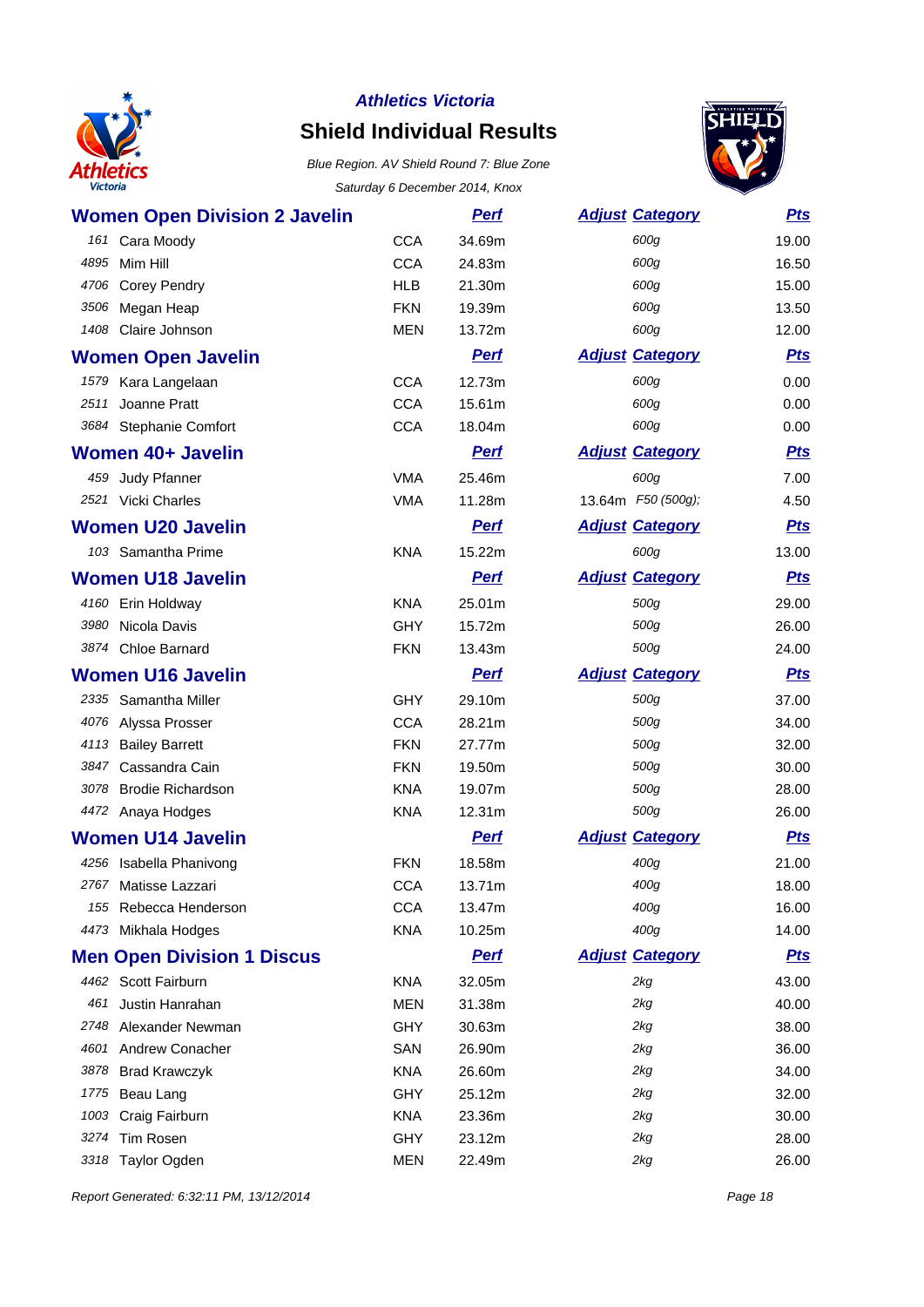**Athletics Victoria**

# Shield Individual Results

*Blue Region. AV Shield Round 7: Blue Zone*

*Saturday 6 December 2014, Knox*

## Women Open Division 2 Javelin

| | | Club | Perf | Adjust | Category | Pts |
|---|---|---|---|---|---|---|
| 161 | Cara Moody | CCA | 34.69m | | 600g | 19.00 |
| 4895 | Mim Hill | CCA | 24.83m | | 600g | 16.50 |
| 4706 | Corey Pendry | HLB | 21.30m | | 600g | 15.00 |
| 3506 | Megan Heap | FKN | 19.39m | | 600g | 13.50 |
| 1408 | Claire Johnson | MEN | 13.72m | | 600g | 12.00 |

## Women Open Javelin

| | | Club | Perf | Adjust | Category | Pts |
|---|---|---|---|---|---|---|
| 1579 | Kara Langelaan | CCA | 12.73m | | 600g | 0.00 |
| 2511 | Joanne Pratt | CCA | 15.61m | | 600g | 0.00 |
| 3684 | Stephanie Comfort | CCA | 18.04m | | 600g | 0.00 |

## Women 40+ Javelin

| | | Club | Perf | Adjust | Category | Pts |
|---|---|---|---|---|---|---|
| 459 | Judy Pfanner | VMA | 25.46m | | 600g | 7.00 |
| 2521 | Vicki Charles | VMA | 11.28m | 13.64m | F50 (500g); | 4.50 |

## Women U20 Javelin

| | | Club | Perf | Adjust | Category | Pts |
|---|---|---|---|---|---|---|
| 103 | Samantha Prime | KNA | 15.22m | | 600g | 13.00 |

## Women U18 Javelin

| | | Club | Perf | Adjust | Category | Pts |
|---|---|---|---|---|---|---|
| 4160 | Erin Holdway | KNA | 25.01m | | 500g | 29.00 |
| 3980 | Nicola Davis | GHY | 15.72m | | 500g | 26.00 |
| 3874 | Chloe Barnard | FKN | 13.43m | | 500g | 24.00 |

## Women U16 Javelin

| | | Club | Perf | Adjust | Category | Pts |
|---|---|---|---|---|---|---|
| 2335 | Samantha Miller | GHY | 29.10m | | 500g | 37.00 |
| 4076 | Alyssa Prosser | CCA | 28.21m | | 500g | 34.00 |
| 4113 | Bailey Barrett | FKN | 27.77m | | 500g | 32.00 |
| 3847 | Cassandra Cain | FKN | 19.50m | | 500g | 30.00 |
| 3078 | Brodie Richardson | KNA | 19.07m | | 500g | 28.00 |
| 4472 | Anaya Hodges | KNA | 12.31m | | 500g | 26.00 |

## Women U14 Javelin

| | | Club | Perf | Adjust | Category | Pts |
|---|---|---|---|---|---|---|
| 4256 | Isabella Phanivong | FKN | 18.58m | | 400g | 21.00 |
| 2767 | Matisse Lazzari | CCA | 13.71m | | 400g | 18.00 |
| 155 | Rebecca Henderson | CCA | 13.47m | | 400g | 16.00 |
| 4473 | Mikhala Hodges | KNA | 10.25m | | 400g | 14.00 |

## Men Open Division 1 Discus

| | | Club | Perf | Adjust | Category | Pts |
|---|---|---|---|---|---|---|
| 4462 | Scott Fairburn | KNA | 32.05m | | 2kg | 43.00 |
| 461 | Justin Hanrahan | MEN | 31.38m | | 2kg | 40.00 |
| 2748 | Alexander Newman | GHY | 30.63m | | 2kg | 38.00 |
| 4601 | Andrew Conacher | SAN | 26.90m | | 2kg | 36.00 |
| 3878 | Brad Krawczyk | KNA | 26.60m | | 2kg | 34.00 |
| 1775 | Beau Lang | GHY | 25.12m | | 2kg | 32.00 |
| 1003 | Craig Fairburn | KNA | 23.36m | | 2kg | 30.00 |
| 3274 | Tim Rosen | GHY | 23.12m | | 2kg | 28.00 |
| 3318 | Taylor Ogden | MEN | 22.49m | | 2kg | 26.00 |

*Report Generated: 6:32:11 PM, 13/12/2014*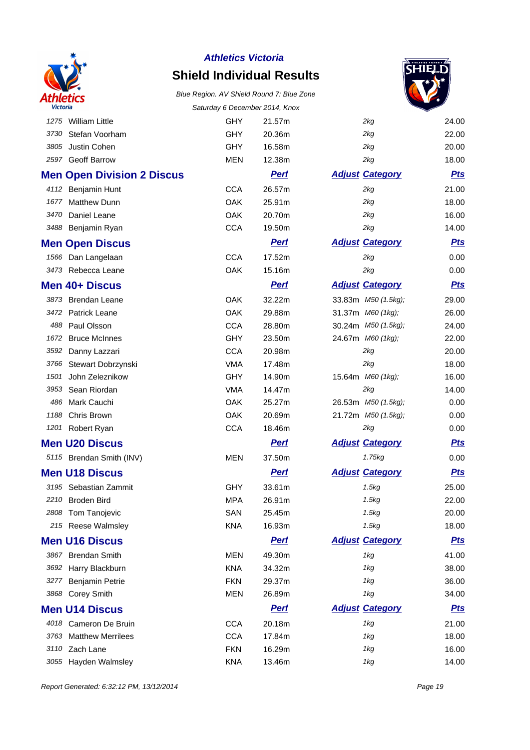**Athletics Victoria**

# Shield Individual Results

*Blue Region. AV Shield Round 7: Blue Zone*

*Saturday 6 December 2014, Knox*

| | | | | | | |
|---|---|---|---|---|---|---|
| 1275 | William Little | GHY | 21.57m | | 2kg | 24.00 |
| 3730 | Stefan Voorham | GHY | 20.36m | | 2kg | 22.00 |
| 3805 | Justin Cohen | GHY | 16.58m | | 2kg | 20.00 |
| 2597 | Geoff Barrow | MEN | 12.38m | | 2kg | 18.00 |

## Men Open Division 2 Discus

| | | | Perf | Adjust | Category | Pts |
|---|---|---|---|---|---|---|
| 4112 | Benjamin Hunt | CCA | 26.57m | | 2kg | 21.00 |
| 1677 | Matthew Dunn | OAK | 25.91m | | 2kg | 18.00 |
| 3470 | Daniel Leane | OAK | 20.70m | | 2kg | 16.00 |
| 3488 | Benjamin Ryan | CCA | 19.50m | | 2kg | 14.00 |

## Men Open Discus

| | | | Perf | Adjust | Category | Pts |
|---|---|---|---|---|---|---|
| 1566 | Dan Langelaan | CCA | 17.52m | | 2kg | 0.00 |
| 3473 | Rebecca Leane | OAK | 15.16m | | 2kg | 0.00 |

## Men 40+ Discus

| | | | Perf | Adjust | Category | Pts |
|---|---|---|---|---|---|---|
| 3873 | Brendan Leane | OAK | 32.22m | 33.83m | M50 (1.5kg); | 29.00 |
| 3472 | Patrick Leane | OAK | 29.88m | 31.37m | M60 (1kg); | 26.00 |
| 488 | Paul Olsson | CCA | 28.80m | 30.24m | M50 (1.5kg); | 24.00 |
| 1672 | Bruce McInnes | GHY | 23.50m | 24.67m | M60 (1kg); | 22.00 |
| 3592 | Danny Lazzari | CCA | 20.98m | | 2kg | 20.00 |
| 3766 | Stewart Dobrzynski | VMA | 17.48m | | 2kg | 18.00 |
| 1501 | John Zeleznikow | GHY | 14.90m | 15.64m | M60 (1kg); | 16.00 |
| 3953 | Sean Riordan | VMA | 14.47m | | 2kg | 14.00 |
| 486 | Mark Cauchi | OAK | 25.27m | 26.53m | M50 (1.5kg); | 0.00 |
| 1188 | Chris Brown | OAK | 20.69m | 21.72m | M50 (1.5kg); | 0.00 |
| 1201 | Robert Ryan | CCA | 18.46m | | 2kg | 0.00 |

## Men U20 Discus

| | | | Perf | Adjust | Category | Pts |
|---|---|---|---|---|---|---|
| 5115 | Brendan Smith (INV) | MEN | 37.50m | | 1.75kg | 0.00 |

## Men U18 Discus

| | | | Perf | Adjust | Category | Pts |
|---|---|---|---|---|---|---|
| 3195 | Sebastian Zammit | GHY | 33.61m | | 1.5kg | 25.00 |
| 2210 | Broden Bird | MPA | 26.91m | | 1.5kg | 22.00 |
| 2808 | Tom Tanojevic | SAN | 25.45m | | 1.5kg | 20.00 |
| 215 | Reese Walmsley | KNA | 16.93m | | 1.5kg | 18.00 |

## Men U16 Discus

| | | | Perf | Adjust | Category | Pts |
|---|---|---|---|---|---|---|
| 3867 | Brendan Smith | MEN | 49.30m | | 1kg | 41.00 |
| 3692 | Harry Blackburn | KNA | 34.32m | | 1kg | 38.00 |
| 3277 | Benjamin Petrie | FKN | 29.37m | | 1kg | 36.00 |
| 3868 | Corey Smith | MEN | 26.89m | | 1kg | 34.00 |

## Men U14 Discus

| | | | Perf | Adjust | Category | Pts |
|---|---|---|---|---|---|---|
| 4018 | Cameron De Bruin | CCA | 20.18m | | 1kg | 21.00 |
| 3763 | Matthew Merrilees | CCA | 17.84m | | 1kg | 18.00 |
| 3110 | Zach Lane | FKN | 16.29m | | 1kg | 16.00 |
| 3055 | Hayden Walmsley | KNA | 13.46m | | 1kg | 14.00 |

*Report Generated: 6:32:12 PM, 13/12/2014*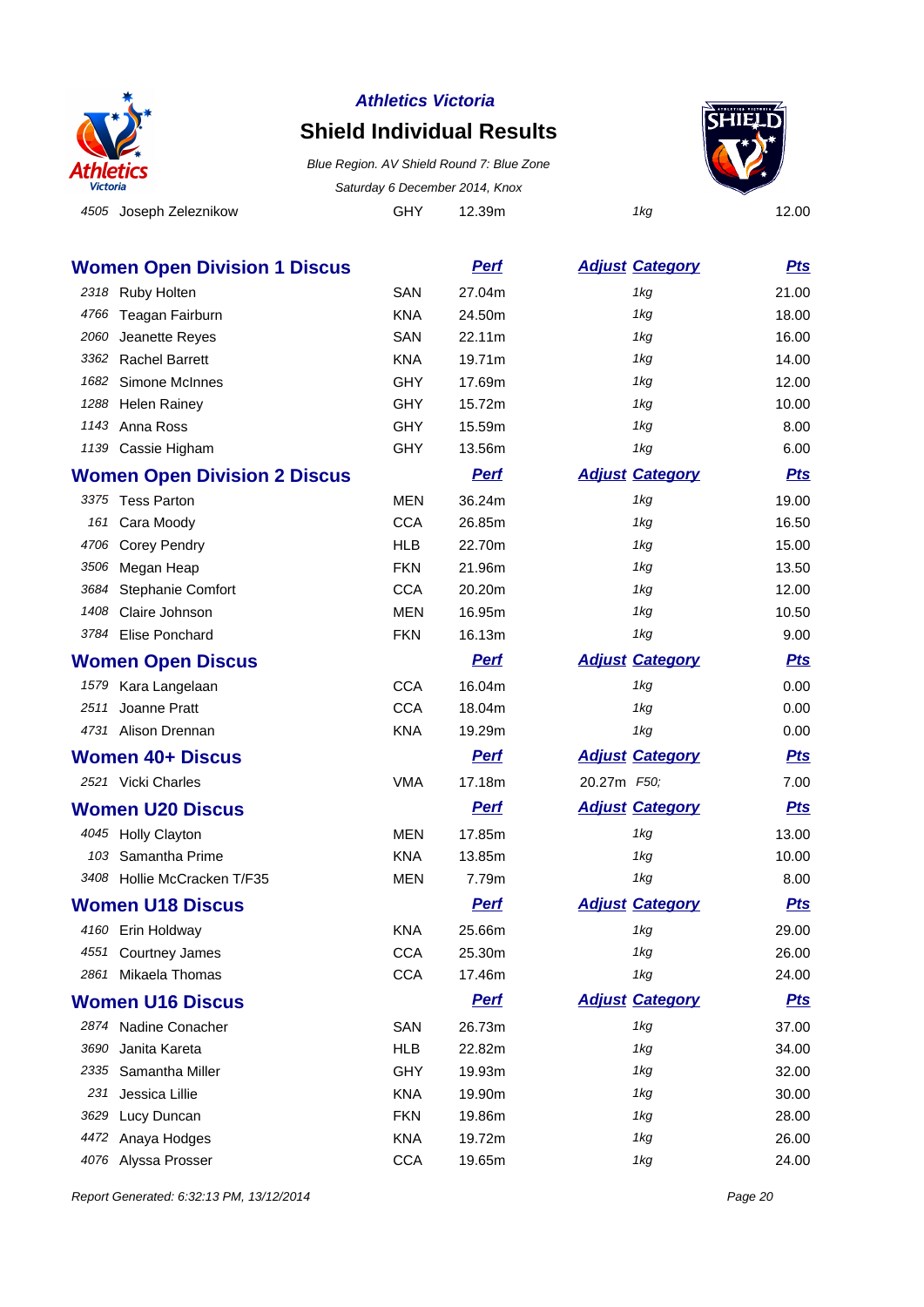# Athletics Victoria

## Shield Individual Results

*Blue Region. AV Shield Round 7: Blue Zone*

*Saturday 6 December 2014, Knox*

| | | | | | |
|---|---|---|---|---|---|
| 4505 | Joseph Zeleznikow | GHY | 12.39m | 1kg | 12.00 |

### Women Open Division 1 Discus

| # | Name | Team | Perf | Adjust Category | Pts |
|---|---|---|---|---|---|
| 2318 | Ruby Holten | SAN | 27.04m | 1kg | 21.00 |
| 4766 | Teagan Fairburn | KNA | 24.50m | 1kg | 18.00 |
| 2060 | Jeanette Reyes | SAN | 22.11m | 1kg | 16.00 |
| 3362 | Rachel Barrett | KNA | 19.71m | 1kg | 14.00 |
| 1682 | Simone McInnes | GHY | 17.69m | 1kg | 12.00 |
| 1288 | Helen Rainey | GHY | 15.72m | 1kg | 10.00 |
| 1143 | Anna Ross | GHY | 15.59m | 1kg | 8.00 |
| 1139 | Cassie Higham | GHY | 13.56m | 1kg | 6.00 |

### Women Open Division 2 Discus

| # | Name | Team | Perf | Adjust Category | Pts |
|---|---|---|---|---|---|
| 3375 | Tess Parton | MEN | 36.24m | 1kg | 19.00 |
| 161 | Cara Moody | CCA | 26.85m | 1kg | 16.50 |
| 4706 | Corey Pendry | HLB | 22.70m | 1kg | 15.00 |
| 3506 | Megan Heap | FKN | 21.96m | 1kg | 13.50 |
| 3684 | Stephanie Comfort | CCA | 20.20m | 1kg | 12.00 |
| 1408 | Claire Johnson | MEN | 16.95m | 1kg | 10.50 |
| 3784 | Elise Ponchard | FKN | 16.13m | 1kg | 9.00 |

### Women Open Discus

| # | Name | Team | Perf | Adjust Category | Pts |
|---|---|---|---|---|---|
| 1579 | Kara Langelaan | CCA | 16.04m | 1kg | 0.00 |
| 2511 | Joanne Pratt | CCA | 18.04m | 1kg | 0.00 |
| 4731 | Alison Drennan | KNA | 19.29m | 1kg | 0.00 |

### Women 40+ Discus

| # | Name | Team | Perf | Adjust Category | Pts |
|---|---|---|---|---|---|
| 2521 | Vicki Charles | VMA | 17.18m | 20.27m F50; | 7.00 |

### Women U20 Discus

| # | Name | Team | Perf | Adjust Category | Pts |
|---|---|---|---|---|---|
| 4045 | Holly Clayton | MEN | 17.85m | 1kg | 13.00 |
| 103 | Samantha Prime | KNA | 13.85m | 1kg | 10.00 |
| 3408 | Hollie McCracken T/F35 | MEN | 7.79m | 1kg | 8.00 |

### Women U18 Discus

| # | Name | Team | Perf | Adjust Category | Pts |
|---|---|---|---|---|---|
| 4160 | Erin Holdway | KNA | 25.66m | 1kg | 29.00 |
| 4551 | Courtney James | CCA | 25.30m | 1kg | 26.00 |
| 2861 | Mikaela Thomas | CCA | 17.46m | 1kg | 24.00 |

### Women U16 Discus

| # | Name | Team | Perf | Adjust Category | Pts |
|---|---|---|---|---|---|
| 2874 | Nadine Conacher | SAN | 26.73m | 1kg | 37.00 |
| 3690 | Janita Kareta | HLB | 22.82m | 1kg | 34.00 |
| 2335 | Samantha Miller | GHY | 19.93m | 1kg | 32.00 |
| 231 | Jessica Lillie | KNA | 19.90m | 1kg | 30.00 |
| 3629 | Lucy Duncan | FKN | 19.86m | 1kg | 28.00 |
| 4472 | Anaya Hodges | KNA | 19.72m | 1kg | 26.00 |
| 4076 | Alyssa Prosser | CCA | 19.65m | 1kg | 24.00 |

*Report Generated: 6:32:13 PM, 13/12/2014*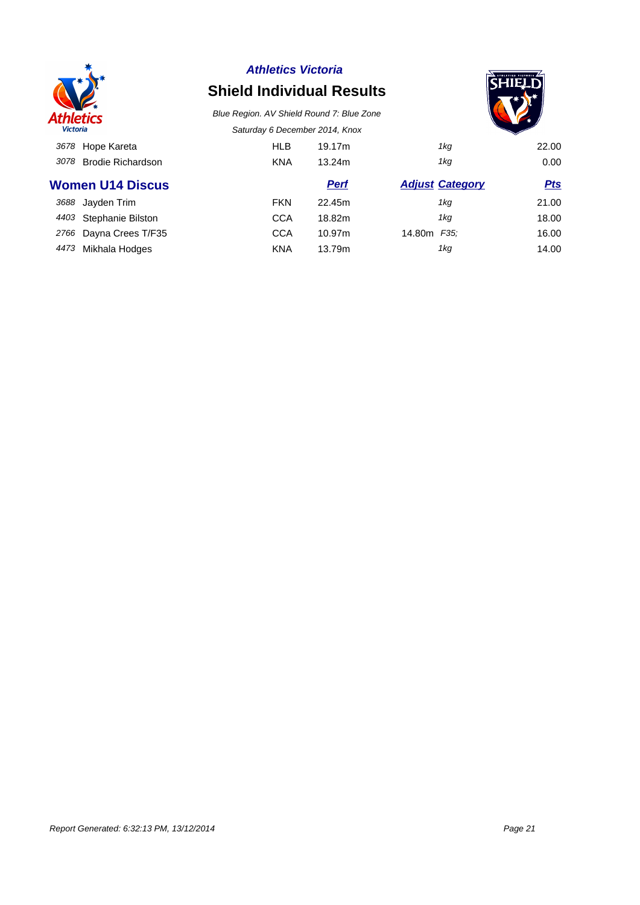*Athletics Victoria*

## Shield Individual Results

*Blue Region. AV Shield Round 7: Blue Zone*

*Saturday 6 December 2014, Knox*

| | | | | | | |
|---|---|---|---|---|---|---|
| *3678* | Hope Kareta | HLB | 19.17m | | *1kg* | 22.00 |
| *3078* | Brodie Richardson | KNA | 13.24m | | *1kg* | 0.00 |

### Women U14 Discus

| | | | Perf | Adjust | Category | Pts |
|---|---|---|---|---|---|---|
| *3688* | Jayden Trim | FKN | 22.45m | | *1kg* | 21.00 |
| *4403* | Stephanie Bilston | CCA | 18.82m | | *1kg* | 18.00 |
| *2766* | Dayna Crees T/F35 | CCA | 10.97m | 14.80m | *F35;* | 16.00 |
| *4473* | Mikhala Hodges | KNA | 13.79m | | *1kg* | 14.00 |

*Report Generated: 6:32:13 PM, 13/12/2014*